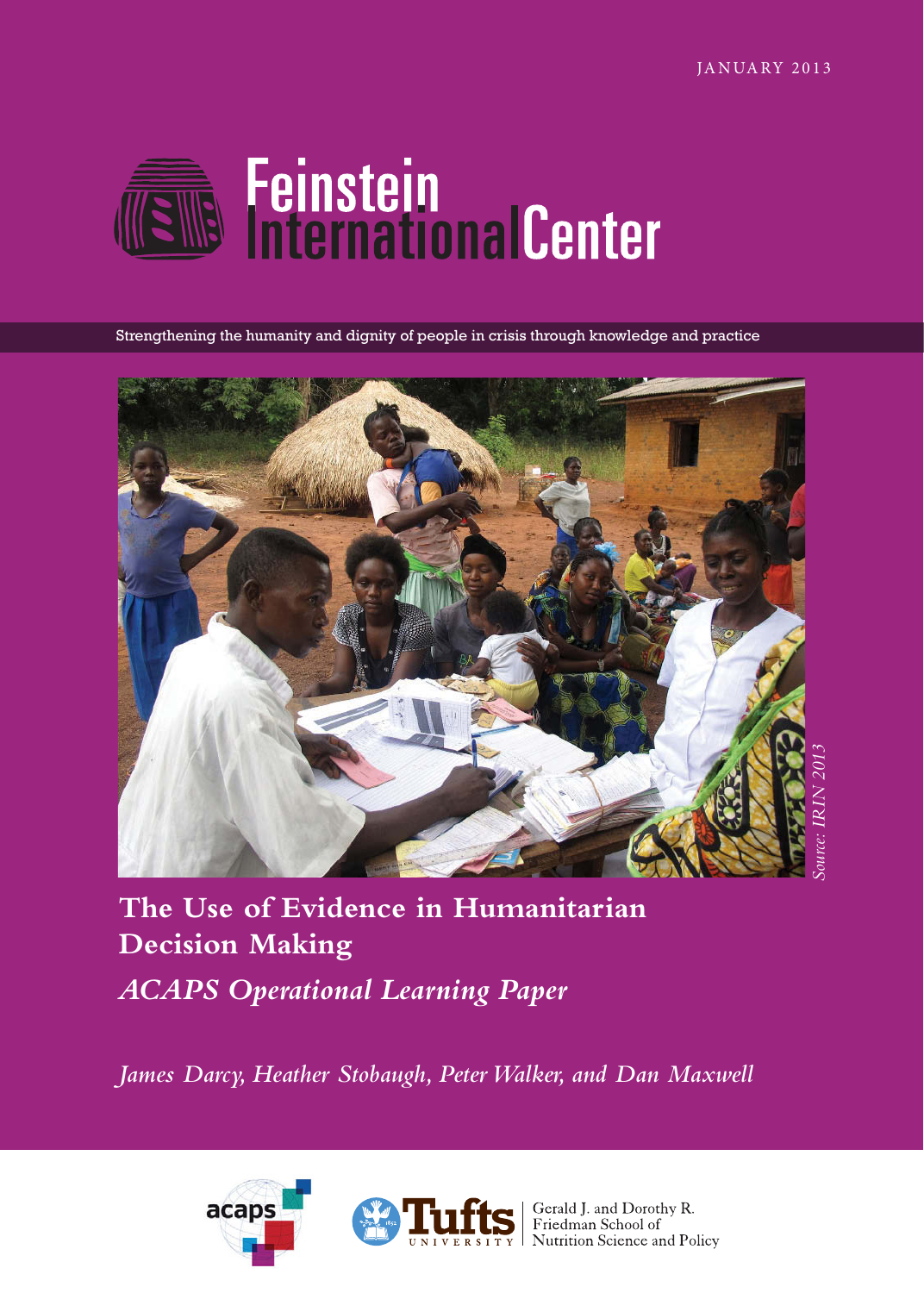JANUARY 2013

Feinstein International Center

Strengthening the humanity and dignity of people in crisis through knowledge and practice

*Source: IRIN 2013*

# The Use of Evidence in Humanitarian Decision Making

## *ACAPS Operational Learning Paper*

*James Darcy, Heather Stobaugh, Peter Walker, and Dan Maxwell*

acaps

Tufts UNIVERSITY | Gerald J. and Dorothy R. Friedman School of Nutrition Science and Policy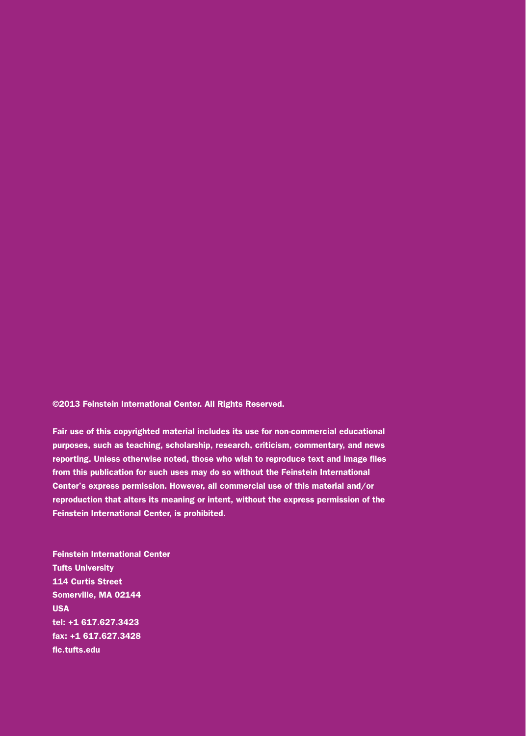**©2013 Feinstein International Center. All Rights Reserved.**

**Fair use of this copyrighted material includes its use for non-commercial educational purposes, such as teaching, scholarship, research, criticism, commentary, and news reporting. Unless otherwise noted, those who wish to reproduce text and image files from this publication for such uses may do so without the Feinstein International Center's express permission. However, all commercial use of this material and/or reproduction that alters its meaning or intent, without the express permission of the Feinstein International Center, is prohibited.**

**Feinstein International Center**
**Tufts University**
**114 Curtis Street**
**Somerville, MA 02144**
**USA**
**tel: +1 617.627.3423**
**fax: +1 617.627.3428**
**fic.tufts.edu**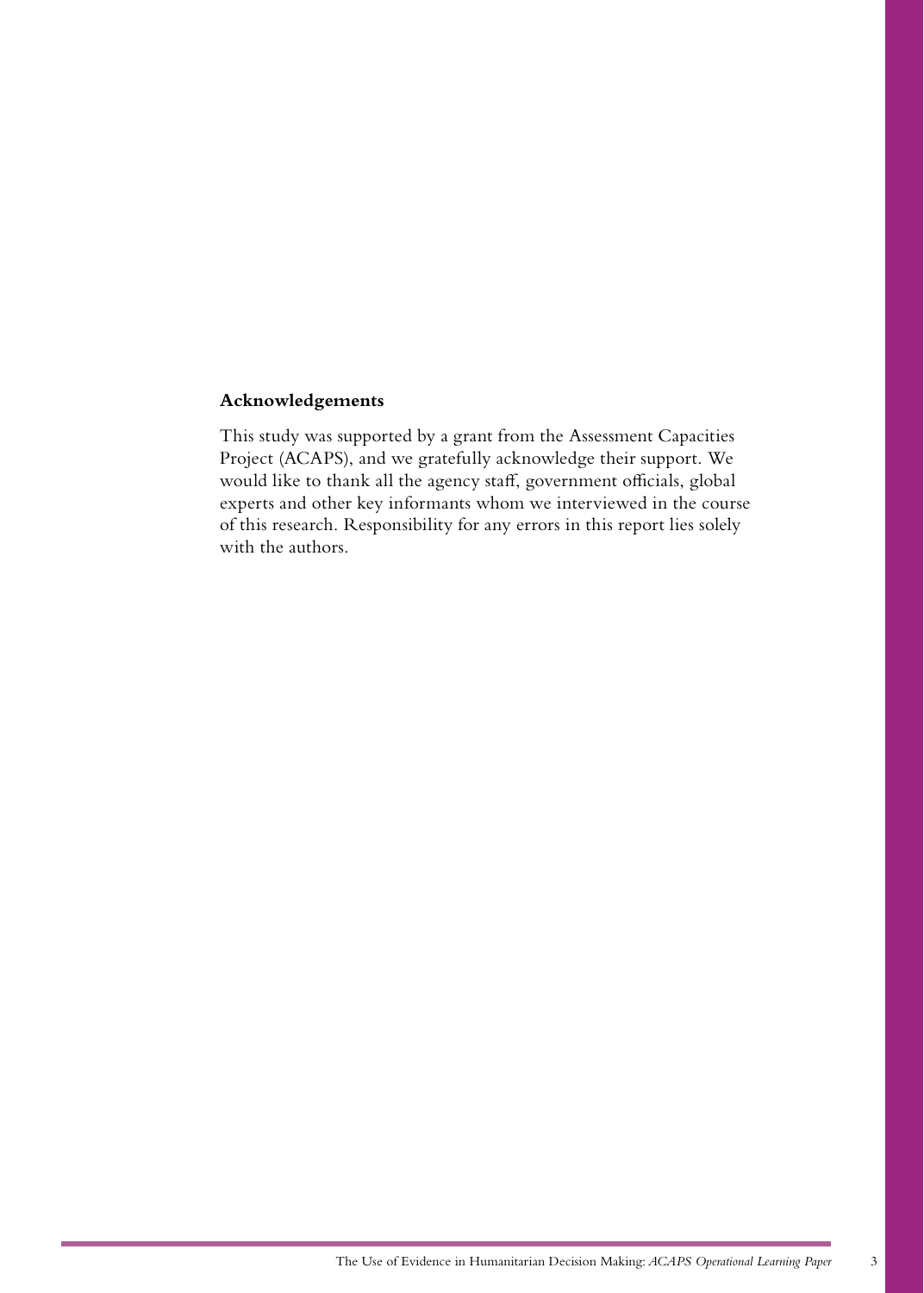## Acknowledgements

This study was supported by a grant from the Assessment Capacities Project (ACAPS), and we gratefully acknowledge their support. We would like to thank all the agency staff, government officials, global experts and other key informants whom we interviewed in the course of this research. Responsibility for any errors in this report lies solely with the authors.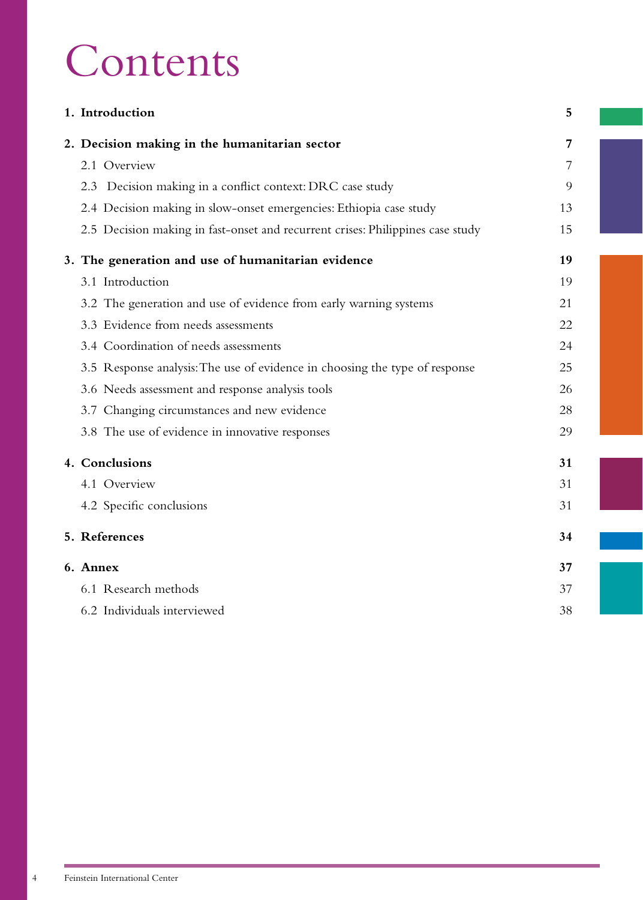# Contents

| | |
|---|---|
| **1. Introduction** | **5** |
| **2. Decision making in the humanitarian sector** | **7** |
| 2.1 Overview | 7 |
| 2.3 Decision making in a conflict context: DRC case study | 9 |
| 2.4 Decision making in slow-onset emergencies: Ethiopia case study | 13 |
| 2.5 Decision making in fast-onset and recurrent crises: Philippines case study | 15 |
| **3. The generation and use of humanitarian evidence** | **19** |
| 3.1 Introduction | 19 |
| 3.2 The generation and use of evidence from early warning systems | 21 |
| 3.3 Evidence from needs assessments | 22 |
| 3.4 Coordination of needs assessments | 24 |
| 3.5 Response analysis: The use of evidence in choosing the type of response | 25 |
| 3.6 Needs assessment and response analysis tools | 26 |
| 3.7 Changing circumstances and new evidence | 28 |
| 3.8 The use of evidence in innovative responses | 29 |
| **4. Conclusions** | **31** |
| 4.1 Overview | 31 |
| 4.2 Specific conclusions | 31 |
| **5. References** | **34** |
| **6. Annex** | **37** |
| 6.1 Research methods | 37 |
| 6.2 Individuals interviewed | 38 |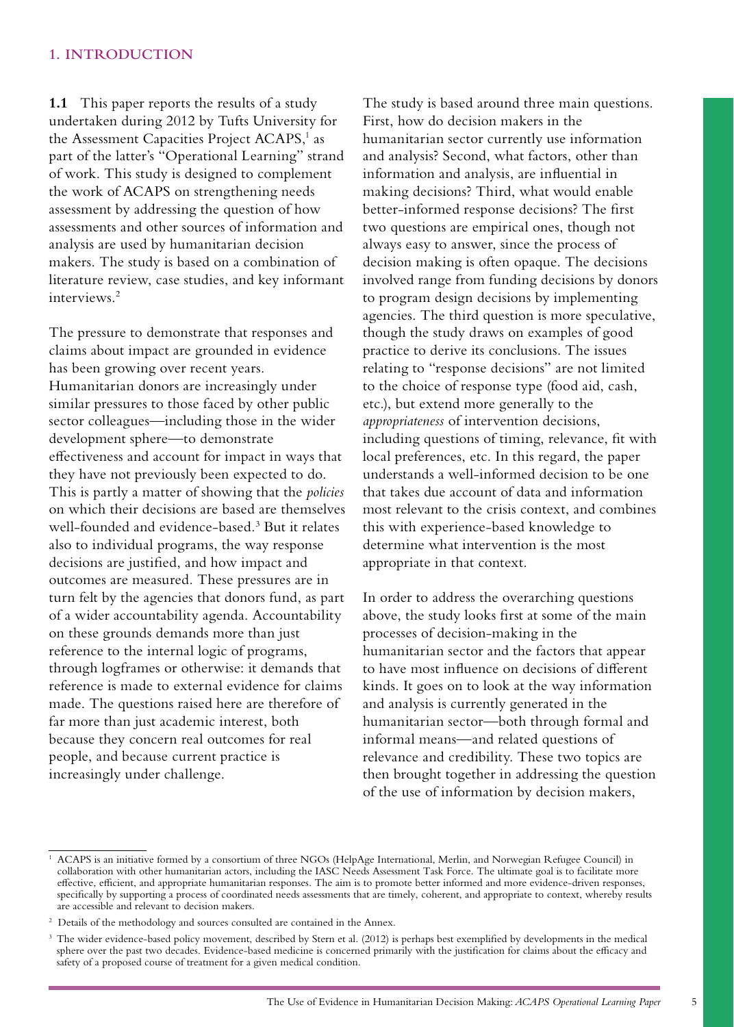## 1. INTRODUCTION

**1.1** This paper reports the results of a study undertaken during 2012 by Tufts University for the Assessment Capacities Project ACAPS,[1] as part of the latter's "Operational Learning" strand of work. This study is designed to complement the work of ACAPS on strengthening needs assessment by addressing the question of how assessments and other sources of information and analysis are used by humanitarian decision makers. The study is based on a combination of literature review, case studies, and key informant interviews.[2]

The pressure to demonstrate that responses and claims about impact are grounded in evidence has been growing over recent years. Humanitarian donors are increasingly under similar pressures to those faced by other public sector colleagues—including those in the wider development sphere—to demonstrate effectiveness and account for impact in ways that they have not previously been expected to do. This is partly a matter of showing that the *policies* on which their decisions are based are themselves well-founded and evidence-based.[3] But it relates also to individual programs, the way response decisions are justified, and how impact and outcomes are measured. These pressures are in turn felt by the agencies that donors fund, as part of a wider accountability agenda. Accountability on these grounds demands more than just reference to the internal logic of programs, through logframes or otherwise: it demands that reference is made to external evidence for claims made. The questions raised here are therefore of far more than just academic interest, both because they concern real outcomes for real people, and because current practice is increasingly under challenge.

The study is based around three main questions. First, how do decision makers in the humanitarian sector currently use information and analysis? Second, what factors, other than information and analysis, are influential in making decisions? Third, what would enable better-informed response decisions? The first two questions are empirical ones, though not always easy to answer, since the process of decision making is often opaque. The decisions involved range from funding decisions by donors to program design decisions by implementing agencies. The third question is more speculative, though the study draws on examples of good practice to derive its conclusions. The issues relating to "response decisions" are not limited to the choice of response type (food aid, cash, etc.), but extend more generally to the *appropriateness* of intervention decisions, including questions of timing, relevance, fit with local preferences, etc. In this regard, the paper understands a well-informed decision to be one that takes due account of data and information most relevant to the crisis context, and combines this with experience-based knowledge to determine what intervention is the most appropriate in that context.

In order to address the overarching questions above, the study looks first at some of the main processes of decision-making in the humanitarian sector and the factors that appear to have most influence on decisions of different kinds. It goes on to look at the way information and analysis is currently generated in the humanitarian sector—both through formal and informal means—and related questions of relevance and credibility. These two topics are then brought together in addressing the question of the use of information by decision makers,

---

[1] ACAPS is an initiative formed by a consortium of three NGOs (HelpAge International, Merlin, and Norwegian Refugee Council) in collaboration with other humanitarian actors, including the IASC Needs Assessment Task Force. The ultimate goal is to facilitate more effective, efficient, and appropriate humanitarian responses. The aim is to promote better informed and more evidence-driven responses, specifically by supporting a process of coordinated needs assessments that are timely, coherent, and appropriate to context, whereby results are accessible and relevant to decision makers.

[2] Details of the methodology and sources consulted are contained in the Annex.

[3] The wider evidence-based policy movement, described by Stern et al. (2012) is perhaps best exemplified by developments in the medical sphere over the past two decades. Evidence-based medicine is concerned primarily with the justification for claims about the efficacy and safety of a proposed course of treatment for a given medical condition.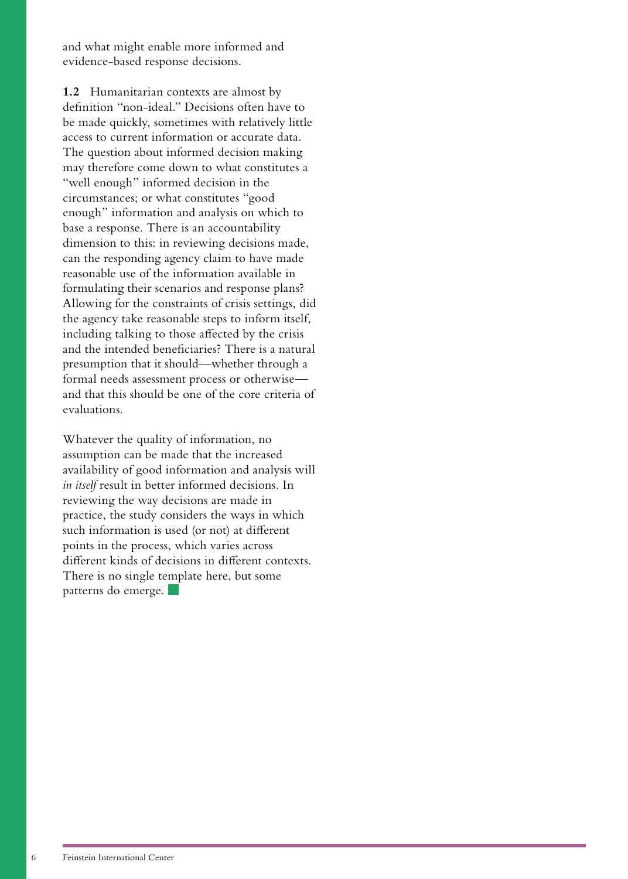and what might enable more informed and evidence-based response decisions.

**1.2** Humanitarian contexts are almost by definition "non-ideal." Decisions often have to be made quickly, sometimes with relatively little access to current information or accurate data. The question about informed decision making may therefore come down to what constitutes a "well enough" informed decision in the circumstances; or what constitutes "good enough" information and analysis on which to base a response. There is an accountability dimension to this: in reviewing decisions made, can the responding agency claim to have made reasonable use of the information available in formulating their scenarios and response plans? Allowing for the constraints of crisis settings, did the agency take reasonable steps to inform itself, including talking to those affected by the crisis and the intended beneficiaries? There is a natural presumption that it should—whether through a formal needs assessment process or otherwise—and that this should be one of the core criteria of evaluations.

Whatever the quality of information, no assumption can be made that the increased availability of good information and analysis will *in itself* result in better informed decisions. In reviewing the way decisions are made in practice, the study considers the ways in which such information is used (or not) at different points in the process, which varies across different kinds of decisions in different contexts. There is no single template here, but some patterns do emerge.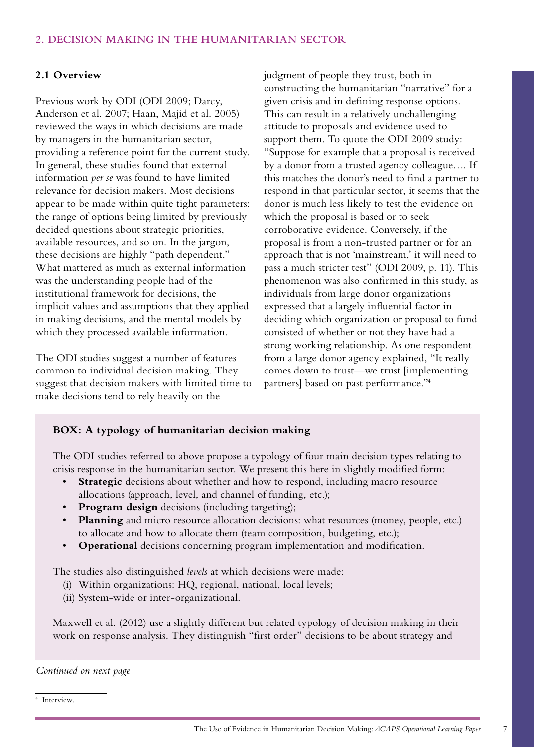## 2. DECISION MAKING IN THE HUMANITARIAN SECTOR

### 2.1 Overview

Previous work by ODI (ODI 2009; Darcy, Anderson et al. 2007; Haan, Majid et al. 2005) reviewed the ways in which decisions are made by managers in the humanitarian sector, providing a reference point for the current study. In general, these studies found that external information *per se* was found to have limited relevance for decision makers. Most decisions appear to be made within quite tight parameters: the range of options being limited by previously decided questions about strategic priorities, available resources, and so on. In the jargon, these decisions are highly "path dependent." What mattered as much as external information was the understanding people had of the institutional framework for decisions, the implicit values and assumptions that they applied in making decisions, and the mental models by which they processed available information.

The ODI studies suggest a number of features common to individual decision making. They suggest that decision makers with limited time to make decisions tend to rely heavily on the judgment of people they trust, both in constructing the humanitarian "narrative" for a given crisis and in defining response options. This can result in a relatively unchallenging attitude to proposals and evidence used to support them. To quote the ODI 2009 study: "Suppose for example that a proposal is received by a donor from a trusted agency colleague…. If this matches the donor's need to find a partner to respond in that particular sector, it seems that the donor is much less likely to test the evidence on which the proposal is based or to seek corroborative evidence. Conversely, if the proposal is from a non-trusted partner or for an approach that is not 'mainstream,' it will need to pass a much stricter test" (ODI 2009, p. 11). This phenomenon was also confirmed in this study, as individuals from large donor organizations expressed that a largely influential factor in deciding which organization or proposal to fund consisted of whether or not they have had a strong working relationship. As one respondent from a large donor agency explained, "It really comes down to trust—we trust [implementing partners] based on past performance."[4]

**BOX: A typology of humanitarian decision making**

The ODI studies referred to above propose a typology of four main decision types relating to crisis response in the humanitarian sector. We present this here in slightly modified form:

- **Strategic** decisions about whether and how to respond, including macro resource allocations (approach, level, and channel of funding, etc.);
- **Program design** decisions (including targeting);
- **Planning** and micro resource allocation decisions: what resources (money, people, etc.) to allocate and how to allocate them (team composition, budgeting, etc.);
- **Operational** decisions concerning program implementation and modification.

The studies also distinguished *levels* at which decisions were made:

(i) Within organizations: HQ, regional, national, local levels;
(ii) System-wide or inter-organizational.

Maxwell et al. (2012) use a slightly different but related typology of decision making in their work on response analysis. They distinguish "first order" decisions to be about strategy and

*Continued on next page*

[4] Interview.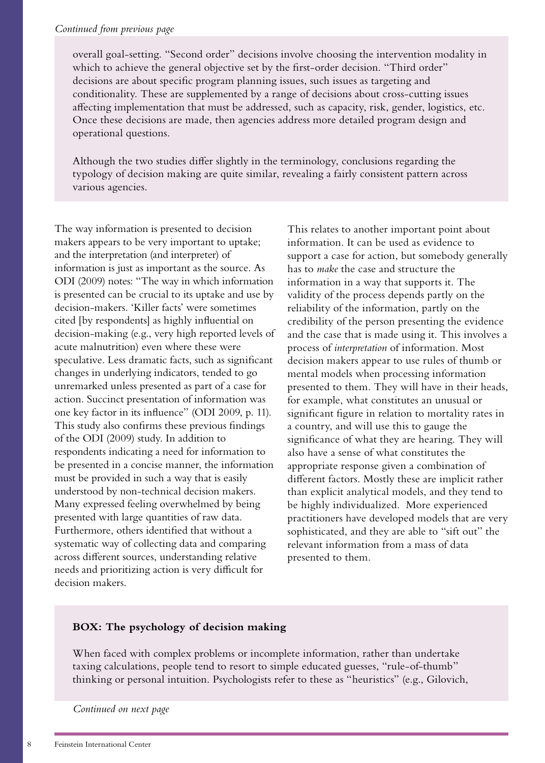*Continued from previous page*

overall goal-setting. "Second order" decisions involve choosing the intervention modality in which to achieve the general objective set by the first-order decision. "Third order" decisions are about specific program planning issues, such issues as targeting and conditionality. These are supplemented by a range of decisions about cross-cutting issues affecting implementation that must be addressed, such as capacity, risk, gender, logistics, etc. Once these decisions are made, then agencies address more detailed program design and operational questions.

Although the two studies differ slightly in the terminology, conclusions regarding the typology of decision making are quite similar, revealing a fairly consistent pattern across various agencies.

The way information is presented to decision makers appears to be very important to uptake; and the interpretation (and interpreter) of information is just as important as the source. As ODI (2009) notes: "The way in which information is presented can be crucial to its uptake and use by decision-makers. 'Killer facts' were sometimes cited [by respondents] as highly influential on decision-making (e.g., very high reported levels of acute malnutrition) even where these were speculative. Less dramatic facts, such as significant changes in underlying indicators, tended to go unremarked unless presented as part of a case for action. Succinct presentation of information was one key factor in its influence" (ODI 2009, p. 11). This study also confirms these previous findings of the ODI (2009) study. In addition to respondents indicating a need for information to be presented in a concise manner, the information must be provided in such a way that is easily understood by non-technical decision makers. Many expressed feeling overwhelmed by being presented with large quantities of raw data. Furthermore, others identified that without a systematic way of collecting data and comparing across different sources, understanding relative needs and prioritizing action is very difficult for decision makers.

This relates to another important point about information. It can be used as evidence to support a case for action, but somebody generally has to *make* the case and structure the information in a way that supports it. The validity of the process depends partly on the reliability of the information, partly on the credibility of the person presenting the evidence and the case that is made using it. This involves a process of *interpretation* of information. Most decision makers appear to use rules of thumb or mental models when processing information presented to them. They will have in their heads, for example, what constitutes an unusual or significant figure in relation to mortality rates in a country, and will use this to gauge the significance of what they are hearing. They will also have a sense of what constitutes the appropriate response given a combination of different factors. Mostly these are implicit rather than explicit analytical models, and they tend to be highly individualized. More experienced practitioners have developed models that are very sophisticated, and they are able to "sift out" the relevant information from a mass of data presented to them.

**BOX: The psychology of decision making**

When faced with complex problems or incomplete information, rather than undertake taxing calculations, people tend to resort to simple educated guesses, "rule-of-thumb" thinking or personal intuition. Psychologists refer to these as "heuristics" (e.g., Gilovich,

*Continued on next page*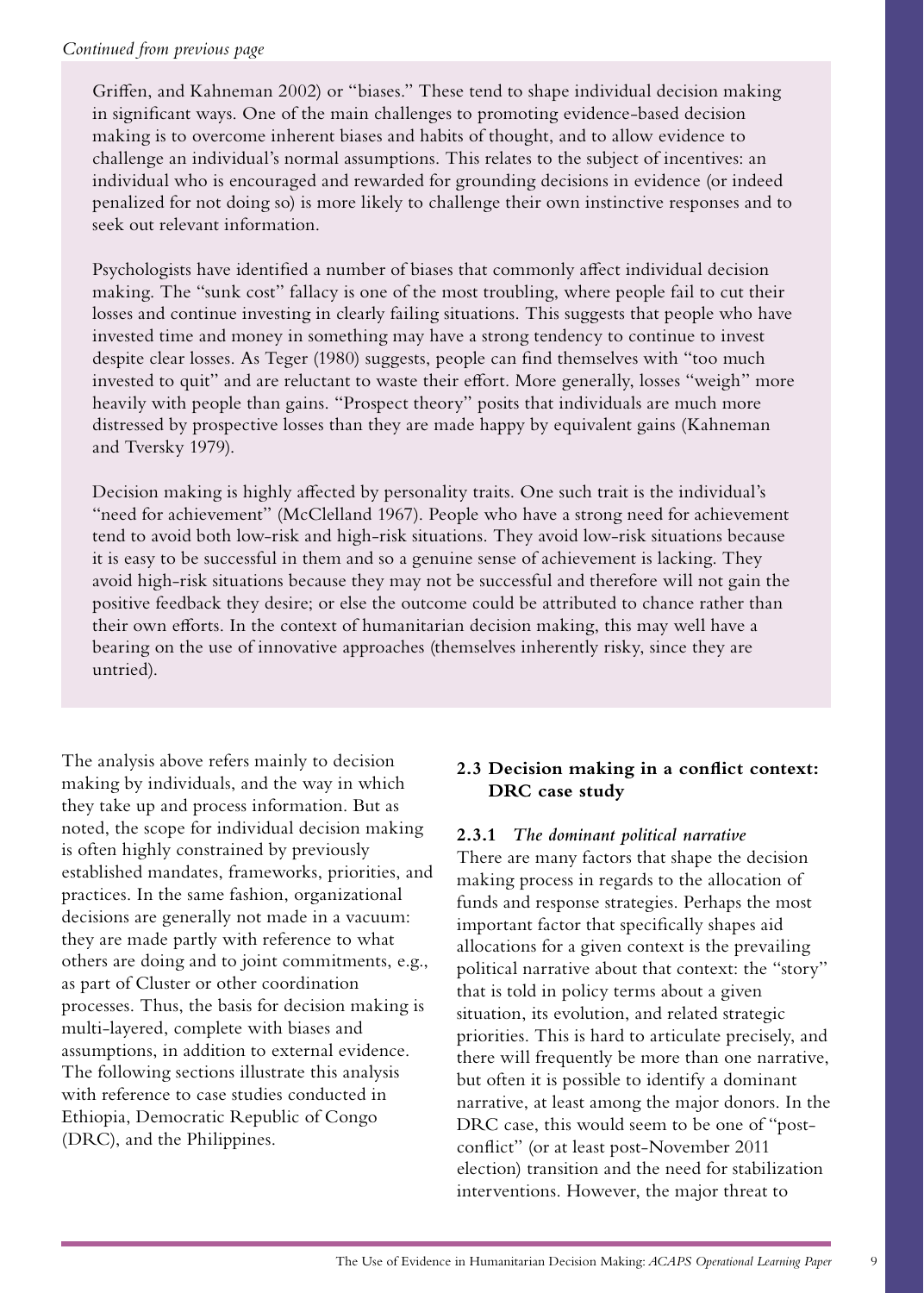*Continued from previous page*

Griffen, and Kahneman 2002) or "biases." These tend to shape individual decision making in significant ways. One of the main challenges to promoting evidence-based decision making is to overcome inherent biases and habits of thought, and to allow evidence to challenge an individual's normal assumptions. This relates to the subject of incentives: an individual who is encouraged and rewarded for grounding decisions in evidence (or indeed penalized for not doing so) is more likely to challenge their own instinctive responses and to seek out relevant information.

Psychologists have identified a number of biases that commonly affect individual decision making. The "sunk cost" fallacy is one of the most troubling, where people fail to cut their losses and continue investing in clearly failing situations. This suggests that people who have invested time and money in something may have a strong tendency to continue to invest despite clear losses. As Teger (1980) suggests, people can find themselves with "too much invested to quit" and are reluctant to waste their effort. More generally, losses "weigh" more heavily with people than gains. "Prospect theory" posits that individuals are much more distressed by prospective losses than they are made happy by equivalent gains (Kahneman and Tversky 1979).

Decision making is highly affected by personality traits. One such trait is the individual's "need for achievement" (McClelland 1967). People who have a strong need for achievement tend to avoid both low-risk and high-risk situations. They avoid low-risk situations because it is easy to be successful in them and so a genuine sense of achievement is lacking. They avoid high-risk situations because they may not be successful and therefore will not gain the positive feedback they desire; or else the outcome could be attributed to chance rather than their own efforts. In the context of humanitarian decision making, this may well have a bearing on the use of innovative approaches (themselves inherently risky, since they are untried).

The analysis above refers mainly to decision making by individuals, and the way in which they take up and process information. But as noted, the scope for individual decision making is often highly constrained by previously established mandates, frameworks, priorities, and practices. In the same fashion, organizational decisions are generally not made in a vacuum: they are made partly with reference to what others are doing and to joint commitments, e.g., as part of Cluster or other coordination processes. Thus, the basis for decision making is multi-layered, complete with biases and assumptions, in addition to external evidence. The following sections illustrate this analysis with reference to case studies conducted in Ethiopia, Democratic Republic of Congo (DRC), and the Philippines.

## 2.3 Decision making in a conflict context: DRC case study

### 2.3.1 *The dominant political narrative*

There are many factors that shape the decision making process in regards to the allocation of funds and response strategies. Perhaps the most important factor that specifically shapes aid allocations for a given context is the prevailing political narrative about that context: the "story" that is told in policy terms about a given situation, its evolution, and related strategic priorities. This is hard to articulate precisely, and there will frequently be more than one narrative, but often it is possible to identify a dominant narrative, at least among the major donors. In the DRC case, this would seem to be one of "post-conflict" (or at least post-November 2011 election) transition and the need for stabilization interventions. However, the major threat to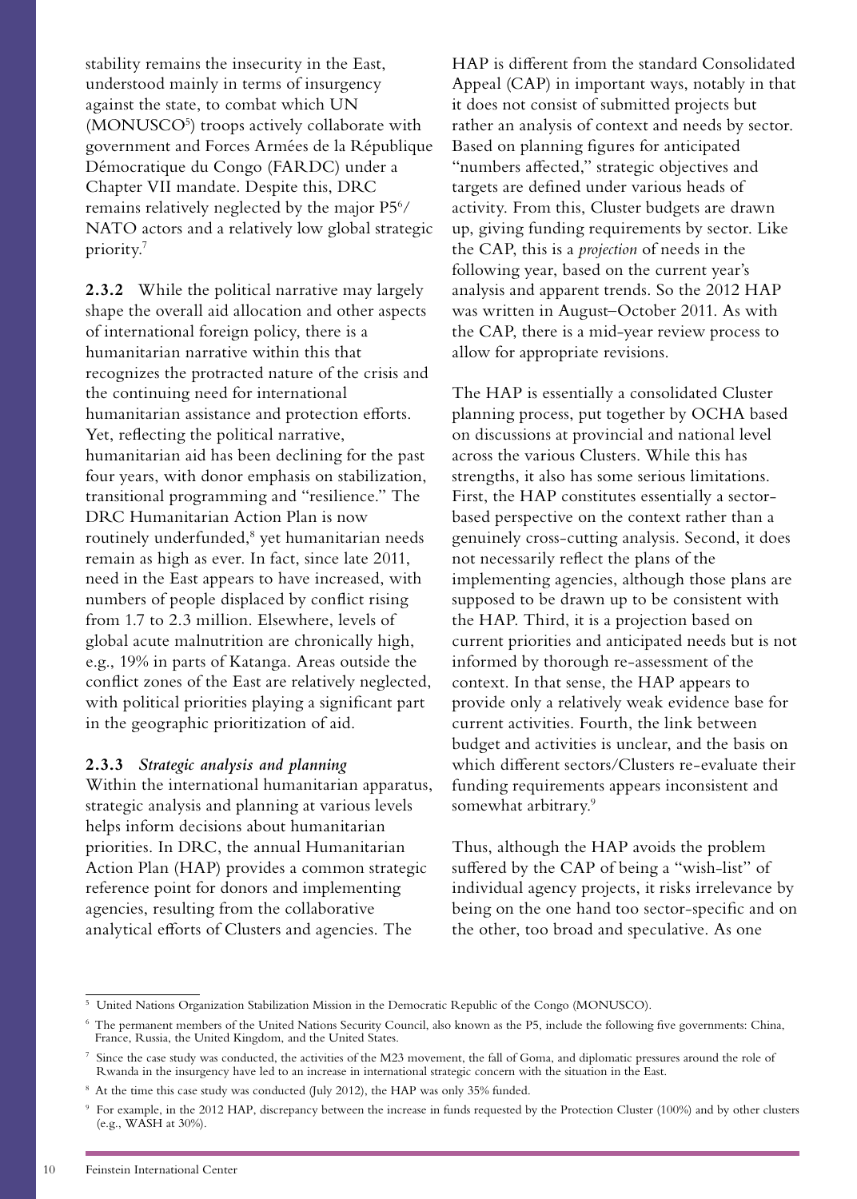stability remains the insecurity in the East, understood mainly in terms of insurgency against the state, to combat which UN (MONUSCO[5]) troops actively collaborate with government and Forces Armées de la République Démocratique du Congo (FARDC) under a Chapter VII mandate. Despite this, DRC remains relatively neglected by the major P5[6]/NATO actors and a relatively low global strategic priority.[7]

**2.3.2** While the political narrative may largely shape the overall aid allocation and other aspects of international foreign policy, there is a humanitarian narrative within this that recognizes the protracted nature of the crisis and the continuing need for international humanitarian assistance and protection efforts. Yet, reflecting the political narrative, humanitarian aid has been declining for the past four years, with donor emphasis on stabilization, transitional programming and "resilience." The DRC Humanitarian Action Plan is now routinely underfunded,[8] yet humanitarian needs remain as high as ever. In fact, since late 2011, need in the East appears to have increased, with numbers of people displaced by conflict rising from 1.7 to 2.3 million. Elsewhere, levels of global acute malnutrition are chronically high, e.g., 19% in parts of Katanga. Areas outside the conflict zones of the East are relatively neglected, with political priorities playing a significant part in the geographic prioritization of aid.

**2.3.3** ***Strategic analysis and planning***

Within the international humanitarian apparatus, strategic analysis and planning at various levels helps inform decisions about humanitarian priorities. In DRC, the annual Humanitarian Action Plan (HAP) provides a common strategic reference point for donors and implementing agencies, resulting from the collaborative analytical efforts of Clusters and agencies. The HAP is different from the standard Consolidated Appeal (CAP) in important ways, notably in that it does not consist of submitted projects but rather an analysis of context and needs by sector. Based on planning figures for anticipated "numbers affected," strategic objectives and targets are defined under various heads of activity. From this, Cluster budgets are drawn up, giving funding requirements by sector. Like the CAP, this is a *projection* of needs in the following year, based on the current year's analysis and apparent trends. So the 2012 HAP was written in August–October 2011. As with the CAP, there is a mid-year review process to allow for appropriate revisions.

The HAP is essentially a consolidated Cluster planning process, put together by OCHA based on discussions at provincial and national level across the various Clusters. While this has strengths, it also has some serious limitations. First, the HAP constitutes essentially a sector-based perspective on the context rather than a genuinely cross-cutting analysis. Second, it does not necessarily reflect the plans of the implementing agencies, although those plans are supposed to be drawn up to be consistent with the HAP. Third, it is a projection based on current priorities and anticipated needs but is not informed by thorough re-assessment of the context. In that sense, the HAP appears to provide only a relatively weak evidence base for current activities. Fourth, the link between budget and activities is unclear, and the basis on which different sectors/Clusters re-evaluate their funding requirements appears inconsistent and somewhat arbitrary.[9]

Thus, although the HAP avoids the problem suffered by the CAP of being a "wish-list" of individual agency projects, it risks irrelevance by being on the one hand too sector-specific and on the other, too broad and speculative. As one

---

[5] United Nations Organization Stabilization Mission in the Democratic Republic of the Congo (MONUSCO).

[6] The permanent members of the United Nations Security Council, also known as the P5, include the following five governments: China, France, Russia, the United Kingdom, and the United States.

[7] Since the case study was conducted, the activities of the M23 movement, the fall of Goma, and diplomatic pressures around the role of Rwanda in the insurgency have led to an increase in international strategic concern with the situation in the East.

[8] At the time this case study was conducted (July 2012), the HAP was only 35% funded.

[9] For example, in the 2012 HAP, discrepancy between the increase in funds requested by the Protection Cluster (100%) and by other clusters (e.g., WASH at 30%).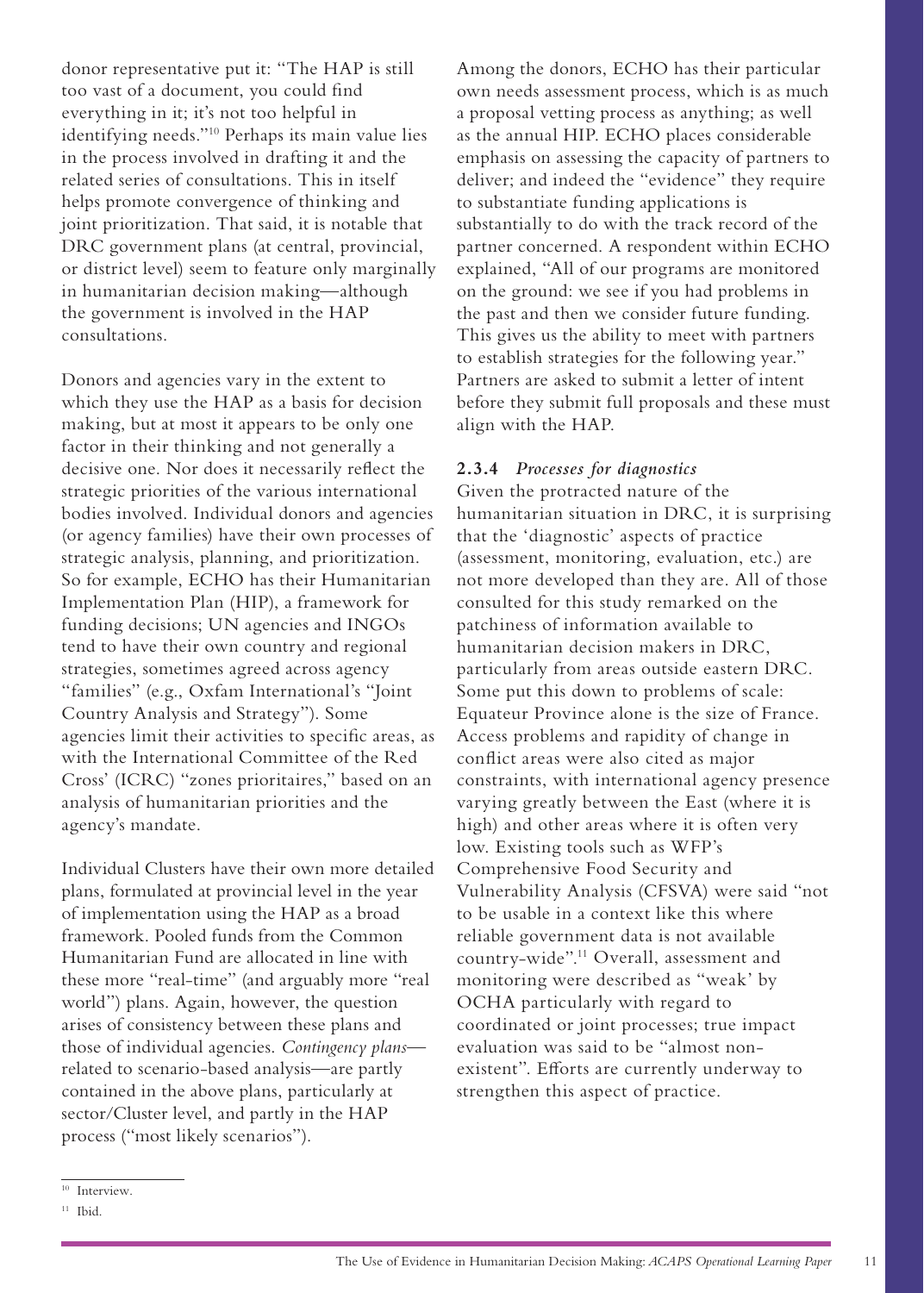donor representative put it: "The HAP is still too vast of a document, you could find everything in it; it's not too helpful in identifying needs."[10] Perhaps its main value lies in the process involved in drafting it and the related series of consultations. This in itself helps promote convergence of thinking and joint prioritization. That said, it is notable that DRC government plans (at central, provincial, or district level) seem to feature only marginally in humanitarian decision making—although the government is involved in the HAP consultations.

Donors and agencies vary in the extent to which they use the HAP as a basis for decision making, but at most it appears to be only one factor in their thinking and not generally a decisive one. Nor does it necessarily reflect the strategic priorities of the various international bodies involved. Individual donors and agencies (or agency families) have their own processes of strategic analysis, planning, and prioritization. So for example, ECHO has their Humanitarian Implementation Plan (HIP), a framework for funding decisions; UN agencies and INGOs tend to have their own country and regional strategies, sometimes agreed across agency "families" (e.g., Oxfam International's "Joint Country Analysis and Strategy"). Some agencies limit their activities to specific areas, as with the International Committee of the Red Cross' (ICRC) "zones prioritaires," based on an analysis of humanitarian priorities and the agency's mandate.

Individual Clusters have their own more detailed plans, formulated at provincial level in the year of implementation using the HAP as a broad framework. Pooled funds from the Common Humanitarian Fund are allocated in line with these more "real-time" (and arguably more "real world") plans. Again, however, the question arises of consistency between these plans and those of individual agencies. *Contingency plans*—related to scenario-based analysis—are partly contained in the above plans, particularly at sector/Cluster level, and partly in the HAP process ("most likely scenarios").

Among the donors, ECHO has their particular own needs assessment process, which is as much a proposal vetting process as anything; as well as the annual HIP. ECHO places considerable emphasis on assessing the capacity of partners to deliver; and indeed the "evidence" they require to substantiate funding applications is substantially to do with the track record of the partner concerned. A respondent within ECHO explained, "All of our programs are monitored on the ground: we see if you had problems in the past and then we consider future funding. This gives us the ability to meet with partners to establish strategies for the following year." Partners are asked to submit a letter of intent before they submit full proposals and these must align with the HAP.

### 2.3.4 *Processes for diagnostics*

Given the protracted nature of the humanitarian situation in DRC, it is surprising that the 'diagnostic' aspects of practice (assessment, monitoring, evaluation, etc.) are not more developed than they are. All of those consulted for this study remarked on the patchiness of information available to humanitarian decision makers in DRC, particularly from areas outside eastern DRC. Some put this down to problems of scale: Equateur Province alone is the size of France. Access problems and rapidity of change in conflict areas were also cited as major constraints, with international agency presence varying greatly between the East (where it is high) and other areas where it is often very low. Existing tools such as WFP's Comprehensive Food Security and Vulnerability Analysis (CFSVA) were said "not to be usable in a context like this where reliable government data is not available country-wide".[11] Overall, assessment and monitoring were described as "weak' by OCHA particularly with regard to coordinated or joint processes; true impact evaluation was said to be "almost non-existent". Efforts are currently underway to strengthen this aspect of practice.

---

[10] Interview.

[11] Ibid.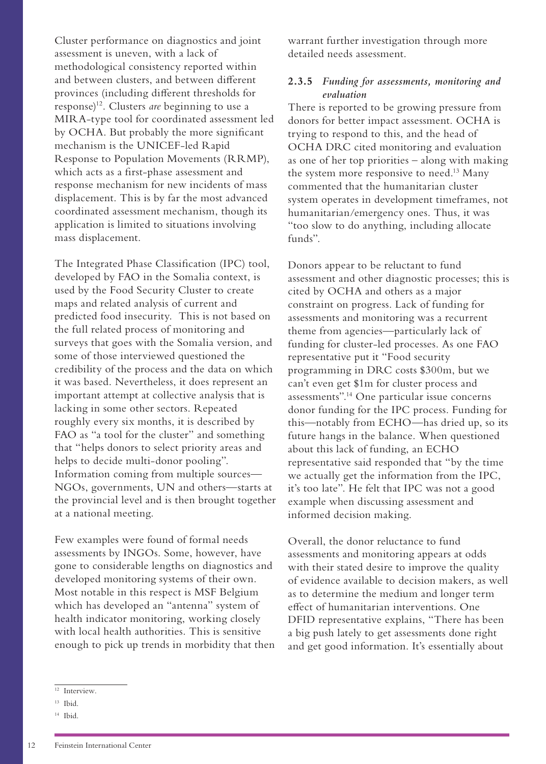Cluster performance on diagnostics and joint assessment is uneven, with a lack of methodological consistency reported within and between clusters, and between different provinces (including different thresholds for response)[12]. Clusters *are* beginning to use a MIRA-type tool for coordinated assessment led by OCHA. But probably the more significant mechanism is the UNICEF-led Rapid Response to Population Movements (RRMP), which acts as a first-phase assessment and response mechanism for new incidents of mass displacement. This is by far the most advanced coordinated assessment mechanism, though its application is limited to situations involving mass displacement.

The Integrated Phase Classification (IPC) tool, developed by FAO in the Somalia context, is used by the Food Security Cluster to create maps and related analysis of current and predicted food insecurity. This is not based on the full related process of monitoring and surveys that goes with the Somalia version, and some of those interviewed questioned the credibility of the process and the data on which it was based. Nevertheless, it does represent an important attempt at collective analysis that is lacking in some other sectors. Repeated roughly every six months, it is described by FAO as "a tool for the cluster" and something that "helps donors to select priority areas and helps to decide multi-donor pooling". Information coming from multiple sources—NGOs, governments, UN and others—starts at the provincial level and is then brought together at a national meeting.

Few examples were found of formal needs assessments by INGOs. Some, however, have gone to considerable lengths on diagnostics and developed monitoring systems of their own. Most notable in this respect is MSF Belgium which has developed an "antenna" system of health indicator monitoring, working closely with local health authorities. This is sensitive enough to pick up trends in morbidity that then warrant further investigation through more detailed needs assessment.

### 2.3.5 *Funding for assessments, monitoring and evaluation*

There is reported to be growing pressure from donors for better impact assessment. OCHA is trying to respond to this, and the head of OCHA DRC cited monitoring and evaluation as one of her top priorities – along with making the system more responsive to need.[13] Many commented that the humanitarian cluster system operates in development timeframes, not humanitarian/emergency ones. Thus, it was "too slow to do anything, including allocate funds".

Donors appear to be reluctant to fund assessment and other diagnostic processes; this is cited by OCHA and others as a major constraint on progress. Lack of funding for assessments and monitoring was a recurrent theme from agencies—particularly lack of funding for cluster-led processes. As one FAO representative put it "Food security programming in DRC costs $300m, but we can't even get $1m for cluster process and assessments".[14] One particular issue concerns donor funding for the IPC process. Funding for this—notably from ECHO—has dried up, so its future hangs in the balance. When questioned about this lack of funding, an ECHO representative said responded that "by the time we actually get the information from the IPC, it's too late". He felt that IPC was not a good example when discussing assessment and informed decision making.

Overall, the donor reluctance to fund assessments and monitoring appears at odds with their stated desire to improve the quality of evidence available to decision makers, as well as to determine the medium and longer term effect of humanitarian interventions. One DFID representative explains, "There has been a big push lately to get assessments done right and get good information. It's essentially about

---

[12] Interview.

[13] Ibid.

[14] Ibid.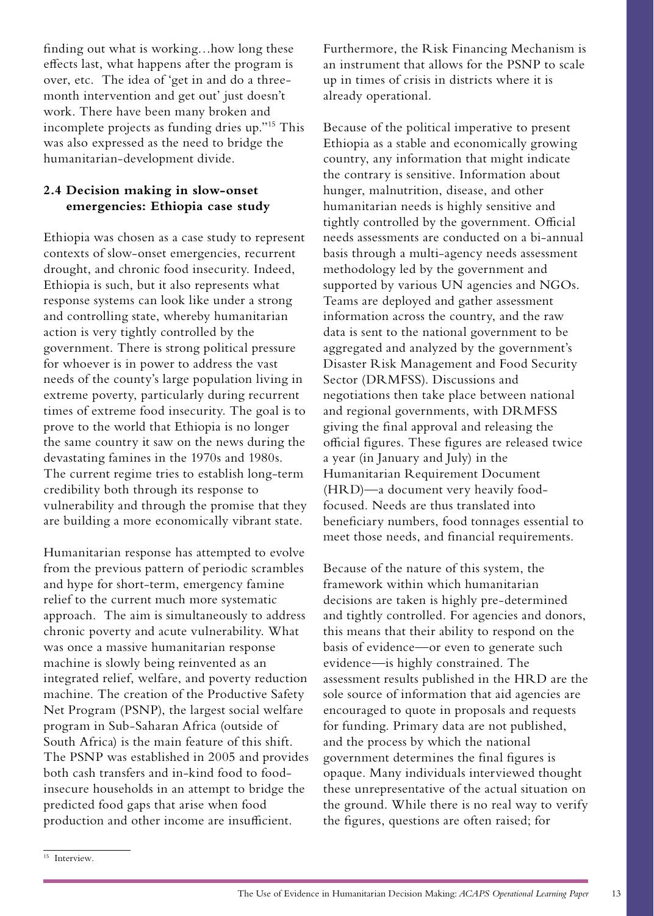finding out what is working…how long these effects last, what happens after the program is over, etc. The idea of 'get in and do a three-month intervention and get out' just doesn't work. There have been many broken and incomplete projects as funding dries up."[15] This was also expressed as the need to bridge the humanitarian-development divide.

## 2.4 Decision making in slow-onset emergencies: Ethiopia case study

Ethiopia was chosen as a case study to represent contexts of slow-onset emergencies, recurrent drought, and chronic food insecurity. Indeed, Ethiopia is such, but it also represents what response systems can look like under a strong and controlling state, whereby humanitarian action is very tightly controlled by the government. There is strong political pressure for whoever is in power to address the vast needs of the county's large population living in extreme poverty, particularly during recurrent times of extreme food insecurity. The goal is to prove to the world that Ethiopia is no longer the same country it saw on the news during the devastating famines in the 1970s and 1980s. The current regime tries to establish long-term credibility both through its response to vulnerability and through the promise that they are building a more economically vibrant state.

Humanitarian response has attempted to evolve from the previous pattern of periodic scrambles and hype for short-term, emergency famine relief to the current much more systematic approach. The aim is simultaneously to address chronic poverty and acute vulnerability. What was once a massive humanitarian response machine is slowly being reinvented as an integrated relief, welfare, and poverty reduction machine. The creation of the Productive Safety Net Program (PSNP), the largest social welfare program in Sub-Saharan Africa (outside of South Africa) is the main feature of this shift. The PSNP was established in 2005 and provides both cash transfers and in-kind food to food-insecure households in an attempt to bridge the predicted food gaps that arise when food production and other income are insufficient.

Furthermore, the Risk Financing Mechanism is an instrument that allows for the PSNP to scale up in times of crisis in districts where it is already operational.

Because of the political imperative to present Ethiopia as a stable and economically growing country, any information that might indicate the contrary is sensitive. Information about hunger, malnutrition, disease, and other humanitarian needs is highly sensitive and tightly controlled by the government. Official needs assessments are conducted on a bi-annual basis through a multi-agency needs assessment methodology led by the government and supported by various UN agencies and NGOs. Teams are deployed and gather assessment information across the country, and the raw data is sent to the national government to be aggregated and analyzed by the government's Disaster Risk Management and Food Security Sector (DRMFSS). Discussions and negotiations then take place between national and regional governments, with DRMFSS giving the final approval and releasing the official figures. These figures are released twice a year (in January and July) in the Humanitarian Requirement Document (HRD)—a document very heavily food-focused. Needs are thus translated into beneficiary numbers, food tonnages essential to meet those needs, and financial requirements.

Because of the nature of this system, the framework within which humanitarian decisions are taken is highly pre-determined and tightly controlled. For agencies and donors, this means that their ability to respond on the basis of evidence—or even to generate such evidence—is highly constrained. The assessment results published in the HRD are the sole source of information that aid agencies are encouraged to quote in proposals and requests for funding. Primary data are not published, and the process by which the national government determines the final figures is opaque. Many individuals interviewed thought these unrepresentative of the actual situation on the ground. While there is no real way to verify the figures, questions are often raised; for

[15] Interview.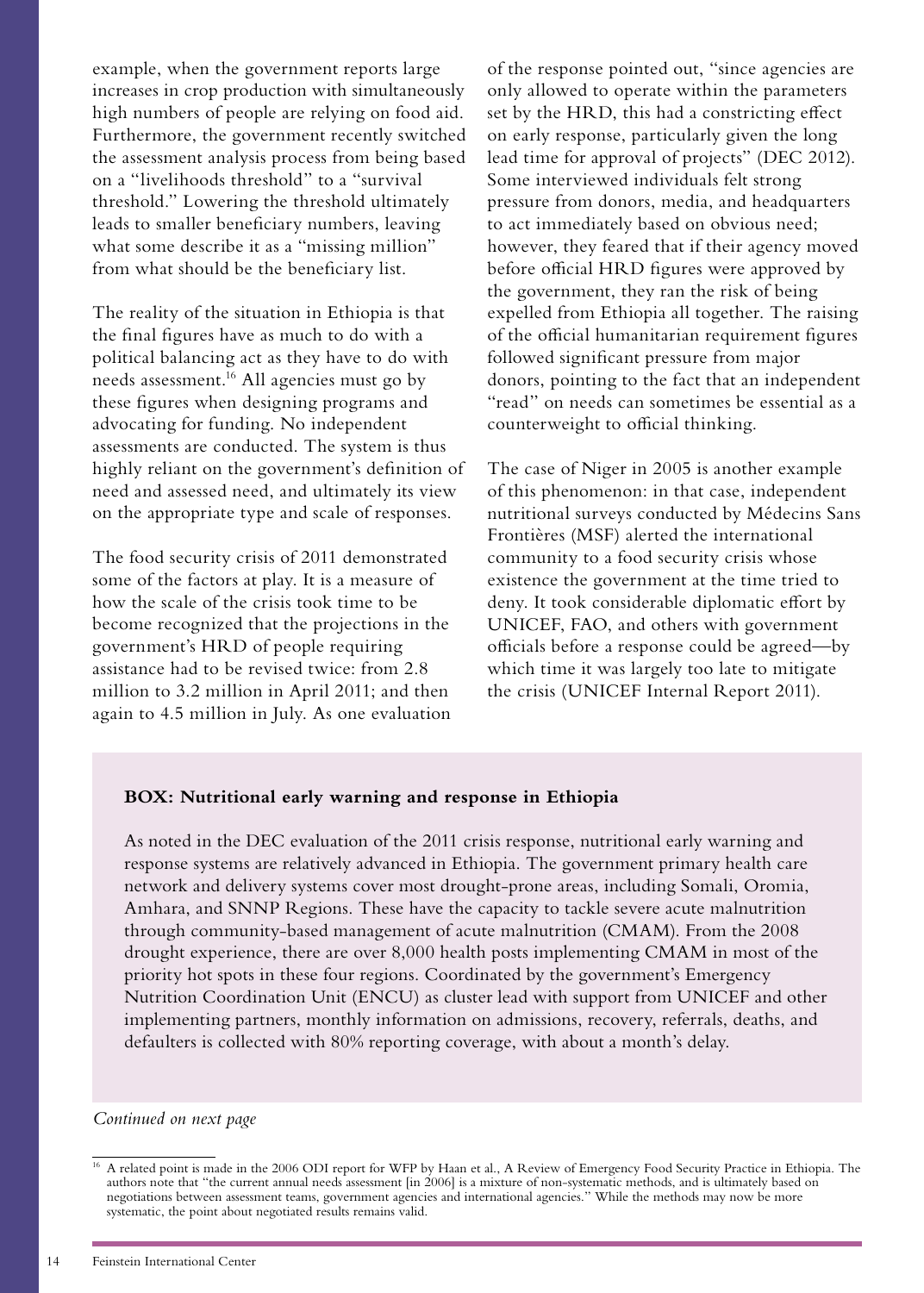example, when the government reports large increases in crop production with simultaneously high numbers of people are relying on food aid. Furthermore, the government recently switched the assessment analysis process from being based on a "livelihoods threshold" to a "survival threshold." Lowering the threshold ultimately leads to smaller beneficiary numbers, leaving what some describe it as a "missing million" from what should be the beneficiary list.

The reality of the situation in Ethiopia is that the final figures have as much to do with a political balancing act as they have to do with needs assessment.[16] All agencies must go by these figures when designing programs and advocating for funding. No independent assessments are conducted. The system is thus highly reliant on the government's definition of need and assessed need, and ultimately its view on the appropriate type and scale of responses.

The food security crisis of 2011 demonstrated some of the factors at play. It is a measure of how the scale of the crisis took time to be become recognized that the projections in the government's HRD of people requiring assistance had to be revised twice: from 2.8 million to 3.2 million in April 2011; and then again to 4.5 million in July. As one evaluation of the response pointed out, "since agencies are only allowed to operate within the parameters set by the HRD, this had a constricting effect on early response, particularly given the long lead time for approval of projects" (DEC 2012). Some interviewed individuals felt strong pressure from donors, media, and headquarters to act immediately based on obvious need; however, they feared that if their agency moved before official HRD figures were approved by the government, they ran the risk of being expelled from Ethiopia all together. The raising of the official humanitarian requirement figures followed significant pressure from major donors, pointing to the fact that an independent "read" on needs can sometimes be essential as a counterweight to official thinking.

The case of Niger in 2005 is another example of this phenomenon: in that case, independent nutritional surveys conducted by Médecins Sans Frontières (MSF) alerted the international community to a food security crisis whose existence the government at the time tried to deny. It took considerable diplomatic effort by UNICEF, FAO, and others with government officials before a response could be agreed—by which time it was largely too late to mitigate the crisis (UNICEF Internal Report 2011).

**BOX: Nutritional early warning and response in Ethiopia**

As noted in the DEC evaluation of the 2011 crisis response, nutritional early warning and response systems are relatively advanced in Ethiopia. The government primary health care network and delivery systems cover most drought-prone areas, including Somali, Oromia, Amhara, and SNNP Regions. These have the capacity to tackle severe acute malnutrition through community-based management of acute malnutrition (CMAM). From the 2008 drought experience, there are over 8,000 health posts implementing CMAM in most of the priority hot spots in these four regions. Coordinated by the government's Emergency Nutrition Coordination Unit (ENCU) as cluster lead with support from UNICEF and other implementing partners, monthly information on admissions, recovery, referrals, deaths, and defaulters is collected with 80% reporting coverage, with about a month's delay.

*Continued on next page*

[16] A related point is made in the 2006 ODI report for WFP by Haan et al., A Review of Emergency Food Security Practice in Ethiopia. The authors note that "the current annual needs assessment [in 2006] is a mixture of non-systematic methods, and is ultimately based on negotiations between assessment teams, government agencies and international agencies." While the methods may now be more systematic, the point about negotiated results remains valid.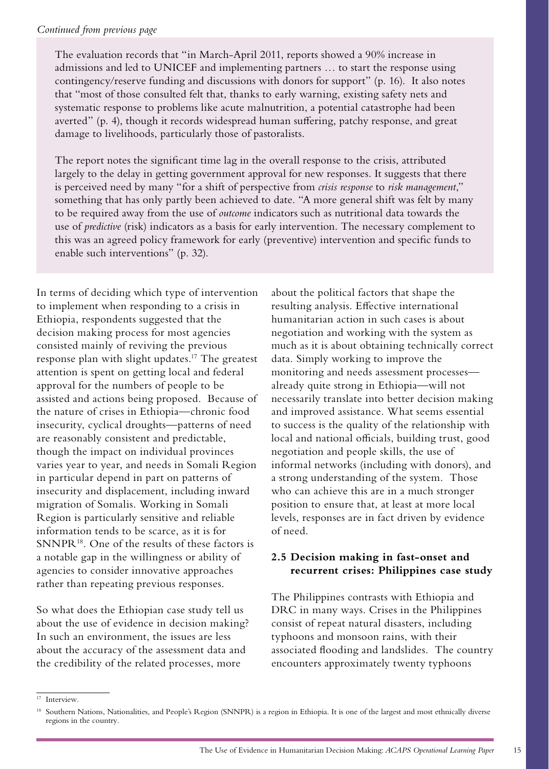*Continued from previous page*

The evaluation records that "in March-April 2011, reports showed a 90% increase in admissions and led to UNICEF and implementing partners … to start the response using contingency/reserve funding and discussions with donors for support" (p. 16). It also notes that "most of those consulted felt that, thanks to early warning, existing safety nets and systematic response to problems like acute malnutrition, a potential catastrophe had been averted" (p. 4), though it records widespread human suffering, patchy response, and great damage to livelihoods, particularly those of pastoralists.

The report notes the significant time lag in the overall response to the crisis, attributed largely to the delay in getting government approval for new responses. It suggests that there is perceived need by many "for a shift of perspective from *crisis response* to *risk management*," something that has only partly been achieved to date. "A more general shift was felt by many to be required away from the use of *outcome* indicators such as nutritional data towards the use of *predictive* (risk) indicators as a basis for early intervention. The necessary complement to this was an agreed policy framework for early (preventive) intervention and specific funds to enable such interventions" (p. 32).

In terms of deciding which type of intervention to implement when responding to a crisis in Ethiopia, respondents suggested that the decision making process for most agencies consisted mainly of reviving the previous response plan with slight updates.[17] The greatest attention is spent on getting local and federal approval for the numbers of people to be assisted and actions being proposed. Because of the nature of crises in Ethiopia—chronic food insecurity, cyclical droughts—patterns of need are reasonably consistent and predictable, though the impact on individual provinces varies year to year, and needs in Somali Region in particular depend in part on patterns of insecurity and displacement, including inward migration of Somalis. Working in Somali Region is particularly sensitive and reliable information tends to be scarce, as it is for SNNPR[18]. One of the results of these factors is a notable gap in the willingness or ability of agencies to consider innovative approaches rather than repeating previous responses.

So what does the Ethiopian case study tell us about the use of evidence in decision making? In such an environment, the issues are less about the accuracy of the assessment data and the credibility of the related processes, more about the political factors that shape the resulting analysis. Effective international humanitarian action in such cases is about negotiation and working with the system as much as it is about obtaining technically correct data. Simply working to improve the monitoring and needs assessment processes—already quite strong in Ethiopia—will not necessarily translate into better decision making and improved assistance. What seems essential to success is the quality of the relationship with local and national officials, building trust, good negotiation and people skills, the use of informal networks (including with donors), and a strong understanding of the system. Those who can achieve this are in a much stronger position to ensure that, at least at more local levels, responses are in fact driven by evidence of need.

### 2.5 Decision making in fast-onset and recurrent crises: Philippines case study

The Philippines contrasts with Ethiopia and DRC in many ways. Crises in the Philippines consist of repeat natural disasters, including typhoons and monsoon rains, with their associated flooding and landslides. The country encounters approximately twenty typhoons

---

[17] Interview.

[18] Southern Nations, Nationalities, and People's Region (SNNPR) is a region in Ethiopia. It is one of the largest and most ethnically diverse regions in the country.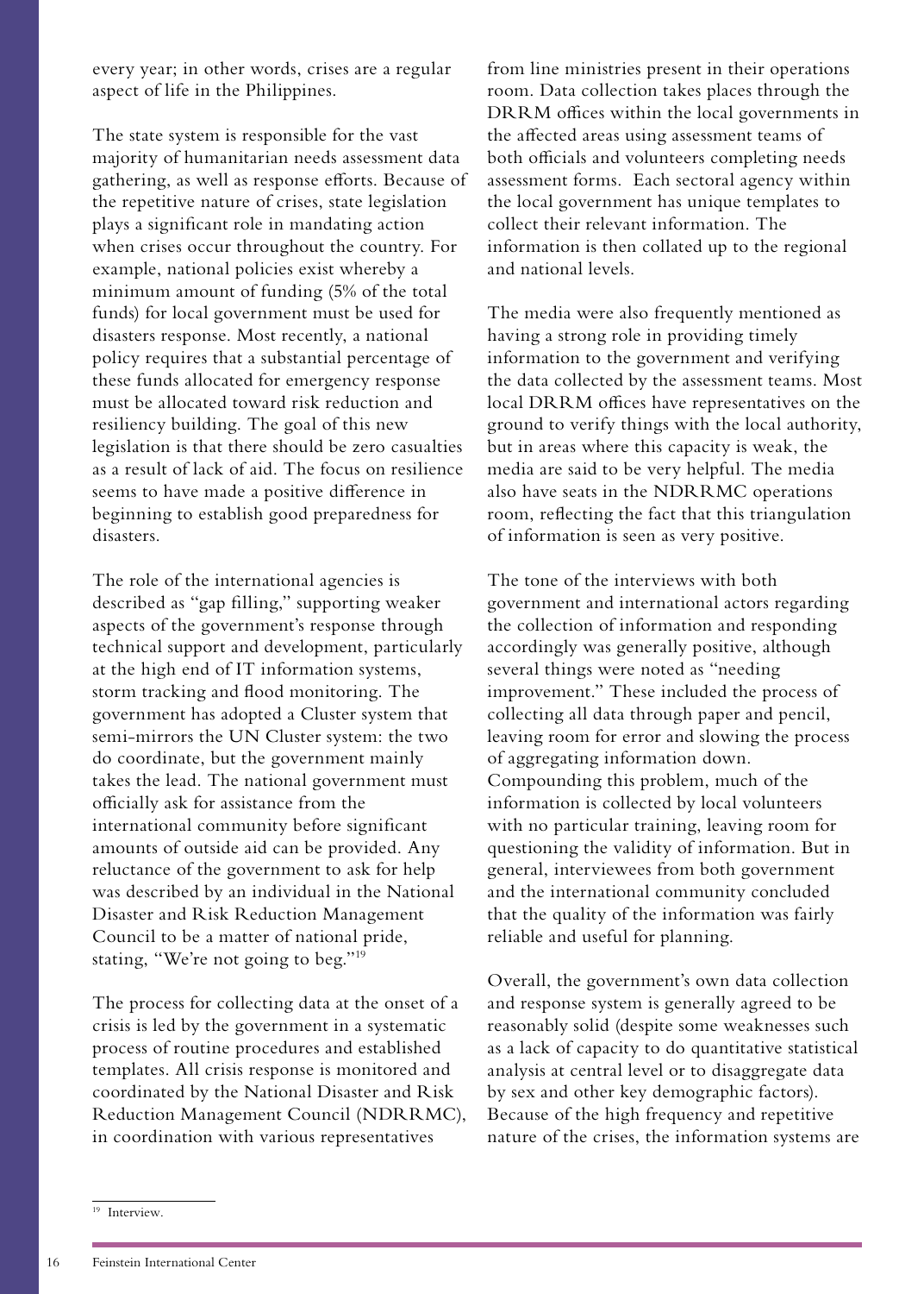every year; in other words, crises are a regular aspect of life in the Philippines.

The state system is responsible for the vast majority of humanitarian needs assessment data gathering, as well as response efforts. Because of the repetitive nature of crises, state legislation plays a significant role in mandating action when crises occur throughout the country. For example, national policies exist whereby a minimum amount of funding (5% of the total funds) for local government must be used for disasters response. Most recently, a national policy requires that a substantial percentage of these funds allocated for emergency response must be allocated toward risk reduction and resiliency building. The goal of this new legislation is that there should be zero casualties as a result of lack of aid. The focus on resilience seems to have made a positive difference in beginning to establish good preparedness for disasters.

The role of the international agencies is described as "gap filling," supporting weaker aspects of the government's response through technical support and development, particularly at the high end of IT information systems, storm tracking and flood monitoring. The government has adopted a Cluster system that semi-mirrors the UN Cluster system: the two do coordinate, but the government mainly takes the lead. The national government must officially ask for assistance from the international community before significant amounts of outside aid can be provided. Any reluctance of the government to ask for help was described by an individual in the National Disaster and Risk Reduction Management Council to be a matter of national pride, stating, "We're not going to beg."[19]

The process for collecting data at the onset of a crisis is led by the government in a systematic process of routine procedures and established templates. All crisis response is monitored and coordinated by the National Disaster and Risk Reduction Management Council (NDRRMC), in coordination with various representatives from line ministries present in their operations room. Data collection takes places through the DRRM offices within the local governments in the affected areas using assessment teams of both officials and volunteers completing needs assessment forms. Each sectoral agency within the local government has unique templates to collect their relevant information. The information is then collated up to the regional and national levels.

The media were also frequently mentioned as having a strong role in providing timely information to the government and verifying the data collected by the assessment teams. Most local DRRM offices have representatives on the ground to verify things with the local authority, but in areas where this capacity is weak, the media are said to be very helpful. The media also have seats in the NDRRMC operations room, reflecting the fact that this triangulation of information is seen as very positive.

The tone of the interviews with both government and international actors regarding the collection of information and responding accordingly was generally positive, although several things were noted as "needing improvement." These included the process of collecting all data through paper and pencil, leaving room for error and slowing the process of aggregating information down. Compounding this problem, much of the information is collected by local volunteers with no particular training, leaving room for questioning the validity of information. But in general, interviewees from both government and the international community concluded that the quality of the information was fairly reliable and useful for planning.

Overall, the government's own data collection and response system is generally agreed to be reasonably solid (despite some weaknesses such as a lack of capacity to do quantitative statistical analysis at central level or to disaggregate data by sex and other key demographic factors). Because of the high frequency and repetitive nature of the crises, the information systems are

[19] Interview.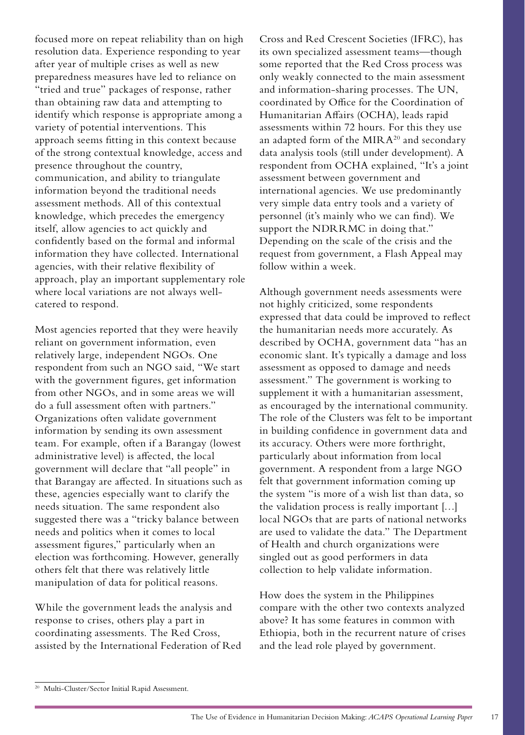focused more on repeat reliability than on high resolution data. Experience responding to year after year of multiple crises as well as new preparedness measures have led to reliance on "tried and true" packages of response, rather than obtaining raw data and attempting to identify which response is appropriate among a variety of potential interventions. This approach seems fitting in this context because of the strong contextual knowledge, access and presence throughout the country, communication, and ability to triangulate information beyond the traditional needs assessment methods. All of this contextual knowledge, which precedes the emergency itself, allow agencies to act quickly and confidently based on the formal and informal information they have collected. International agencies, with their relative flexibility of approach, play an important supplementary role where local variations are not always well-catered to respond.

Most agencies reported that they were heavily reliant on government information, even relatively large, independent NGOs. One respondent from such an NGO said, "We start with the government figures, get information from other NGOs, and in some areas we will do a full assessment often with partners." Organizations often validate government information by sending its own assessment team. For example, often if a Barangay (lowest administrative level) is affected, the local government will declare that "all people" in that Barangay are affected. In situations such as these, agencies especially want to clarify the needs situation. The same respondent also suggested there was a "tricky balance between needs and politics when it comes to local assessment figures," particularly when an election was forthcoming. However, generally others felt that there was relatively little manipulation of data for political reasons.

While the government leads the analysis and response to crises, others play a part in coordinating assessments. The Red Cross, assisted by the International Federation of Red Cross and Red Crescent Societies (IFRC), has its own specialized assessment teams—though some reported that the Red Cross process was only weakly connected to the main assessment and information-sharing processes. The UN, coordinated by Office for the Coordination of Humanitarian Affairs (OCHA), leads rapid assessments within 72 hours. For this they use an adapted form of the MIRA[20] and secondary data analysis tools (still under development). A respondent from OCHA explained, "It's a joint assessment between government and international agencies. We use predominantly very simple data entry tools and a variety of personnel (it's mainly who we can find). We support the NDRRMC in doing that." Depending on the scale of the crisis and the request from government, a Flash Appeal may follow within a week.

Although government needs assessments were not highly criticized, some respondents expressed that data could be improved to reflect the humanitarian needs more accurately. As described by OCHA, government data "has an economic slant. It's typically a damage and loss assessment as opposed to damage and needs assessment." The government is working to supplement it with a humanitarian assessment, as encouraged by the international community. The role of the Clusters was felt to be important in building confidence in government data and its accuracy. Others were more forthright, particularly about information from local government. A respondent from a large NGO felt that government information coming up the system "is more of a wish list than data, so the validation process is really important [...] local NGOs that are parts of national networks are used to validate the data." The Department of Health and church organizations were singled out as good performers in data collection to help validate information.

How does the system in the Philippines compare with the other two contexts analyzed above? It has some features in common with Ethiopia, both in the recurrent nature of crises and the lead role played by government.

[20] Multi-Cluster/Sector Initial Rapid Assessment.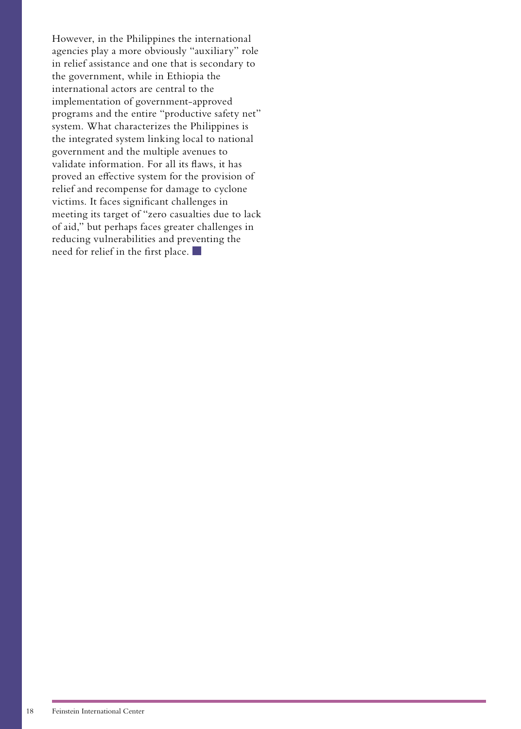However, in the Philippines the international agencies play a more obviously "auxiliary" role in relief assistance and one that is secondary to the government, while in Ethiopia the international actors are central to the implementation of government-approved programs and the entire "productive safety net" system. What characterizes the Philippines is the integrated system linking local to national government and the multiple avenues to validate information. For all its flaws, it has proved an effective system for the provision of relief and recompense for damage to cyclone victims. It faces significant challenges in meeting its target of "zero casualties due to lack of aid," but perhaps faces greater challenges in reducing vulnerabilities and preventing the need for relief in the first place.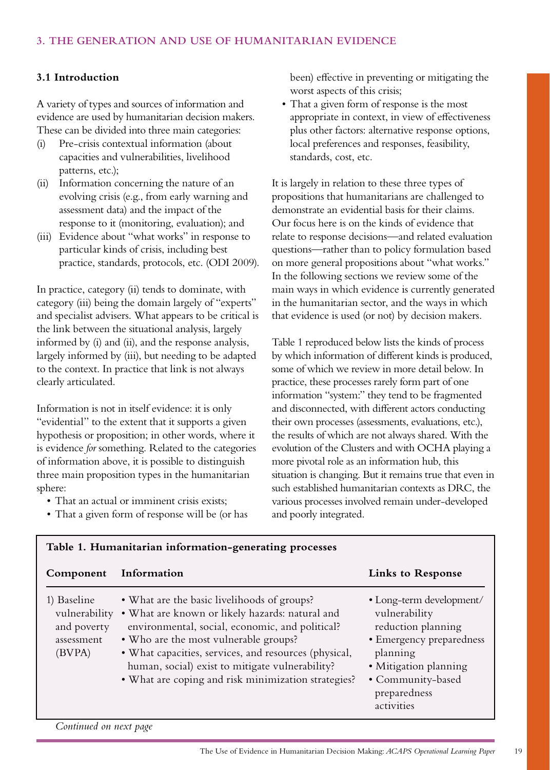## 3. THE GENERATION AND USE OF HUMANITARIAN EVIDENCE

### 3.1 Introduction

A variety of types and sources of information and evidence are used by humanitarian decision makers. These can be divided into three main categories:

(i) Pre-crisis contextual information (about capacities and vulnerabilities, livelihood patterns, etc.);
(ii) Information concerning the nature of an evolving crisis (e.g., from early warning and assessment data) and the impact of the response to it (monitoring, evaluation); and
(iii) Evidence about "what works" in response to particular kinds of crisis, including best practice, standards, protocols, etc. (ODI 2009).

In practice, category (ii) tends to dominate, with category (iii) being the domain largely of "experts" and specialist advisers. What appears to be critical is the link between the situational analysis, largely informed by (i) and (ii), and the response analysis, largely informed by (iii), but needing to be adapted to the context. In practice that link is not always clearly articulated.

Information is not in itself evidence: it is only "evidential" to the extent that it supports a given hypothesis or proposition; in other words, where it is evidence *for* something. Related to the categories of information above, it is possible to distinguish three main proposition types in the humanitarian sphere:

- That an actual or imminent crisis exists;
- That a given form of response will be (or has been) effective in preventing or mitigating the worst aspects of this crisis;
- That a given form of response is the most appropriate in context, in view of effectiveness plus other factors: alternative response options, local preferences and responses, feasibility, standards, cost, etc.

It is largely in relation to these three types of propositions that humanitarians are challenged to demonstrate an evidential basis for their claims. Our focus here is on the kinds of evidence that relate to response decisions—and related evaluation questions—rather than to policy formulation based on more general propositions about "what works." In the following sections we review some of the main ways in which evidence is currently generated in the humanitarian sector, and the ways in which that evidence is used (or not) by decision makers.

Table 1 reproduced below lists the kinds of process by which information of different kinds is produced, some of which we review in more detail below. In practice, these processes rarely form part of one information "system:" they tend to be fragmented and disconnected, with different actors conducting their own processes (assessments, evaluations, etc.), the results of which are not always shared. With the evolution of the Clusters and with OCHA playing a more pivotal role as an information hub, this situation is changing. But it remains true that even in such established humanitarian contexts as DRC, the various processes involved remain under-developed and poorly integrated.

**Table 1. Humanitarian information-generating processes**

| Component | Information | Links to Response |
|---|---|---|
| 1) Baseline vulnerability and poverty assessment (BVPA) | • What are the basic livelihoods of groups?<br>• What are known or likely hazards: natural and environmental, social, economic, and political?<br>• Who are the most vulnerable groups?<br>• What capacities, services, and resources (physical, human, social) exist to mitigate vulnerability?<br>• What are coping and risk minimization strategies? | • Long-term development/ vulnerability reduction planning<br>• Emergency preparedness planning<br>• Mitigation planning<br>• Community-based preparedness activities |

*Continued on next page*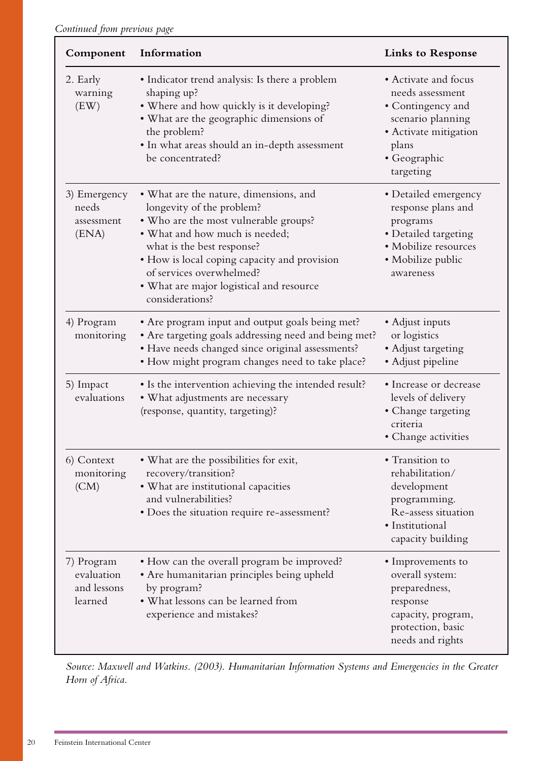*Continued from previous page*

| Component | Information | Links to Response |
|---|---|---|
| 2. Early warning (EW) | • Indicator trend analysis: Is there a problem shaping up?<br>• Where and how quickly is it developing?<br>• What are the geographic dimensions of the problem?<br>• In what areas should an in-depth assessment be concentrated? | • Activate and focus needs assessment<br>• Contingency and scenario planning<br>• Activate mitigation plans<br>• Geographic targeting |
| 3) Emergency needs assessment (ENA) | • What are the nature, dimensions, and longevity of the problem?<br>• Who are the most vulnerable groups?<br>• What and how much is needed; what is the best response?<br>• How is local coping capacity and provision of services overwhelmed?<br>• What are major logistical and resource considerations? | • Detailed emergency response plans and programs<br>• Detailed targeting<br>• Mobilize resources<br>• Mobilize public awareness |
| 4) Program monitoring | • Are program input and output goals being met?<br>• Are targeting goals addressing need and being met?<br>• Have needs changed since original assessments?<br>• How might program changes need to take place? | • Adjust inputs or logistics<br>• Adjust targeting<br>• Adjust pipeline |
| 5) Impact evaluations | • Is the intervention achieving the intended result?<br>• What adjustments are necessary (response, quantity, targeting)? | • Increase or decrease levels of delivery<br>• Change targeting criteria<br>• Change activities |
| 6) Context monitoring (CM) | • What are the possibilities for exit, recovery/transition?<br>• What are institutional capacities and vulnerabilities?<br>• Does the situation require re-assessment? | • Transition to rehabilitation/ development programming. Re-assess situation<br>• Institutional capacity building |
| 7) Program evaluation and lessons learned | • How can the overall program be improved?<br>• Are humanitarian principles being upheld by program?<br>• What lessons can be learned from experience and mistakes? | • Improvements to overall system: preparedness, response capacity, program, protection, basic needs and rights |

*Source: Maxwell and Watkins. (2003). Humanitarian Information Systems and Emergencies in the Greater Horn of Africa.*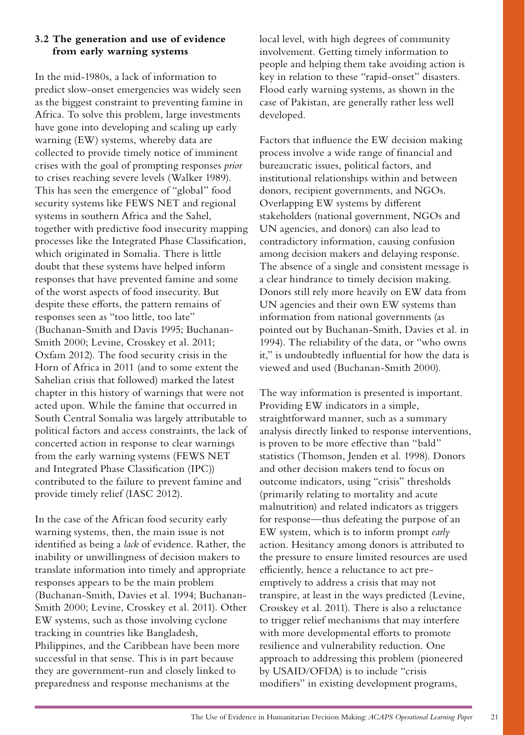### 3.2 The generation and use of evidence from early warning systems

In the mid-1980s, a lack of information to predict slow-onset emergencies was widely seen as the biggest constraint to preventing famine in Africa. To solve this problem, large investments have gone into developing and scaling up early warning (EW) systems, whereby data are collected to provide timely notice of imminent crises with the goal of prompting responses *prior* to crises reaching severe levels (Walker 1989). This has seen the emergence of "global" food security systems like FEWS NET and regional systems in southern Africa and the Sahel, together with predictive food insecurity mapping processes like the Integrated Phase Classification, which originated in Somalia. There is little doubt that these systems have helped inform responses that have prevented famine and some of the worst aspects of food insecurity. But despite these efforts, the pattern remains of responses seen as "too little, too late" (Buchanan-Smith and Davis 1995; Buchanan-Smith 2000; Levine, Crosskey et al. 2011; Oxfam 2012). The food security crisis in the Horn of Africa in 2011 (and to some extent the Sahelian crisis that followed) marked the latest chapter in this history of warnings that were not acted upon. While the famine that occurred in South Central Somalia was largely attributable to political factors and access constraints, the lack of concerted action in response to clear warnings from the early warning systems (FEWS NET and Integrated Phase Classification (IPC)) contributed to the failure to prevent famine and provide timely relief (IASC 2012).

In the case of the African food security early warning systems, then, the main issue is not identified as being a *lack* of evidence. Rather, the inability or unwillingness of decision makers to translate information into timely and appropriate responses appears to be the main problem (Buchanan-Smith, Davies et al. 1994; Buchanan-Smith 2000; Levine, Crosskey et al. 2011). Other EW systems, such as those involving cyclone tracking in countries like Bangladesh, Philippines, and the Caribbean have been more successful in that sense. This is in part because they are government-run and closely linked to preparedness and response mechanisms at the local level, with high degrees of community involvement. Getting timely information to people and helping them take avoiding action is key in relation to these "rapid-onset" disasters. Flood early warning systems, as shown in the case of Pakistan, are generally rather less well developed.

Factors that influence the EW decision making process involve a wide range of financial and bureaucratic issues, political factors, and institutional relationships within and between donors, recipient governments, and NGOs. Overlapping EW systems by different stakeholders (national government, NGOs and UN agencies, and donors) can also lead to contradictory information, causing confusion among decision makers and delaying response. The absence of a single and consistent message is a clear hindrance to timely decision making. Donors still rely more heavily on EW data from UN agencies and their own EW systems than information from national governments (as pointed out by Buchanan-Smith, Davies et al. in 1994). The reliability of the data, or "who owns it," is undoubtedly influential for how the data is viewed and used (Buchanan-Smith 2000).

The way information is presented is important. Providing EW indicators in a simple, straightforward manner, such as a summary analysis directly linked to response interventions, is proven to be more effective than "bald" statistics (Thomson, Jenden et al. 1998). Donors and other decision makers tend to focus on outcome indicators, using "crisis" thresholds (primarily relating to mortality and acute malnutrition) and related indicators as triggers for response—thus defeating the purpose of an EW system, which is to inform prompt *early* action. Hesitancy among donors is attributed to the pressure to ensure limited resources are used efficiently, hence a reluctance to act pre-emptively to address a crisis that may not transpire, at least in the ways predicted (Levine, Crosskey et al. 2011). There is also a reluctance to trigger relief mechanisms that may interfere with more developmental efforts to promote resilience and vulnerability reduction. One approach to addressing this problem (pioneered by USAID/OFDA) is to include "crisis modifiers" in existing development programs,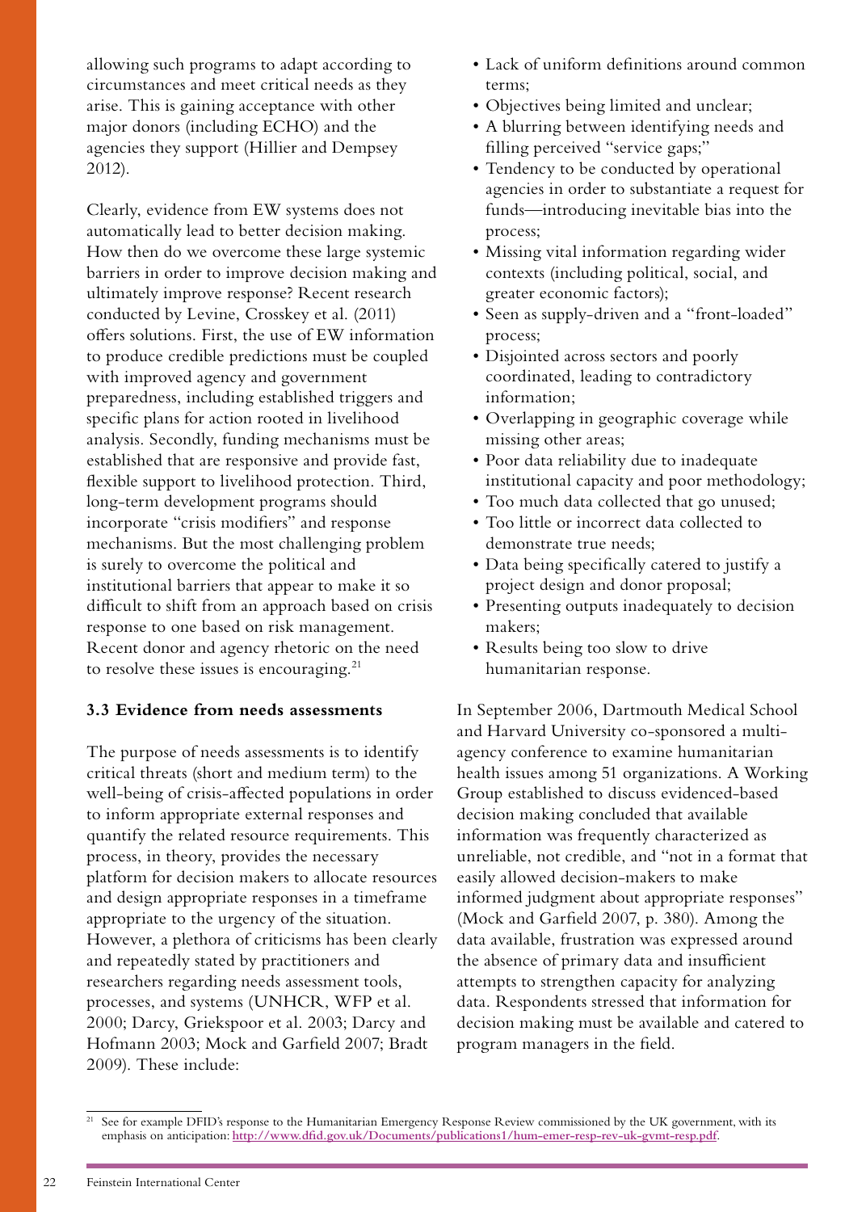allowing such programs to adapt according to circumstances and meet critical needs as they arise. This is gaining acceptance with other major donors (including ECHO) and the agencies they support (Hillier and Dempsey 2012).

Clearly, evidence from EW systems does not automatically lead to better decision making. How then do we overcome these large systemic barriers in order to improve decision making and ultimately improve response? Recent research conducted by Levine, Crosskey et al. (2011) offers solutions. First, the use of EW information to produce credible predictions must be coupled with improved agency and government preparedness, including established triggers and specific plans for action rooted in livelihood analysis. Secondly, funding mechanisms must be established that are responsive and provide fast, flexible support to livelihood protection. Third, long-term development programs should incorporate "crisis modifiers" and response mechanisms. But the most challenging problem is surely to overcome the political and institutional barriers that appear to make it so difficult to shift from an approach based on crisis response to one based on risk management. Recent donor and agency rhetoric on the need to resolve these issues is encouraging.[21]

### 3.3 Evidence from needs assessments

The purpose of needs assessments is to identify critical threats (short and medium term) to the well-being of crisis-affected populations in order to inform appropriate external responses and quantify the related resource requirements. This process, in theory, provides the necessary platform for decision makers to allocate resources and design appropriate responses in a timeframe appropriate to the urgency of the situation. However, a plethora of criticisms has been clearly and repeatedly stated by practitioners and researchers regarding needs assessment tools, processes, and systems (UNHCR, WFP et al. 2000; Darcy, Griekspoor et al. 2003; Darcy and Hofmann 2003; Mock and Garfield 2007; Bradt 2009). These include:

- Lack of uniform definitions around common terms;
- Objectives being limited and unclear;
- A blurring between identifying needs and filling perceived "service gaps;"
- Tendency to be conducted by operational agencies in order to substantiate a request for funds—introducing inevitable bias into the process;
- Missing vital information regarding wider contexts (including political, social, and greater economic factors);
- Seen as supply-driven and a "front-loaded" process;
- Disjointed across sectors and poorly coordinated, leading to contradictory information;
- Overlapping in geographic coverage while missing other areas;
- Poor data reliability due to inadequate institutional capacity and poor methodology;
- Too much data collected that go unused;
- Too little or incorrect data collected to demonstrate true needs;
- Data being specifically catered to justify a project design and donor proposal;
- Presenting outputs inadequately to decision makers;
- Results being too slow to drive humanitarian response.

In September 2006, Dartmouth Medical School and Harvard University co-sponsored a multi-agency conference to examine humanitarian health issues among 51 organizations. A Working Group established to discuss evidenced-based decision making concluded that available information was frequently characterized as unreliable, not credible, and "not in a format that easily allowed decision-makers to make informed judgment about appropriate responses" (Mock and Garfield 2007, p. 380). Among the data available, frustration was expressed around the absence of primary data and insufficient attempts to strengthen capacity for analyzing data. Respondents stressed that information for decision making must be available and catered to program managers in the field.

---

[21] See for example DFID's response to the Humanitarian Emergency Response Review commissioned by the UK government, with its emphasis on anticipation: http://www.dfid.gov.uk/Documents/publications1/hum-emer-resp-rev-uk-gvmt-resp.pdf.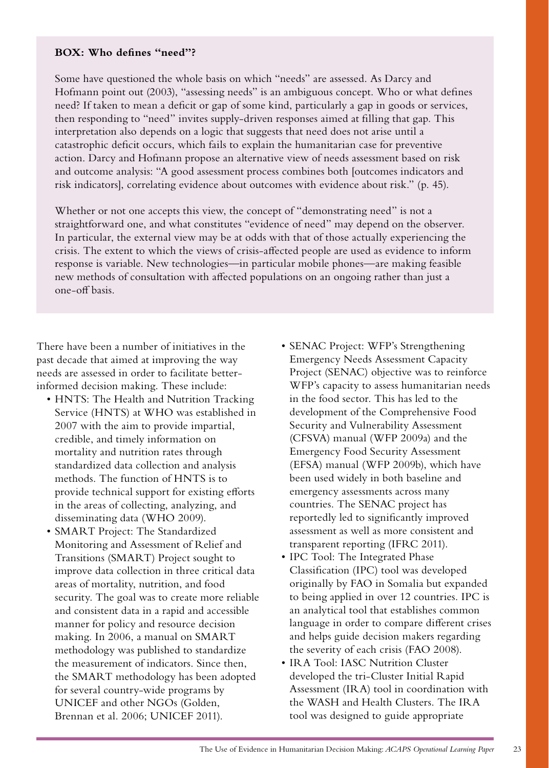**BOX: Who defines "need"?**

Some have questioned the whole basis on which "needs" are assessed. As Darcy and Hofmann point out (2003), "assessing needs" is an ambiguous concept. Who or what defines need? If taken to mean a deficit or gap of some kind, particularly a gap in goods or services, then responding to "need" invites supply-driven responses aimed at filling that gap. This interpretation also depends on a logic that suggests that need does not arise until a catastrophic deficit occurs, which fails to explain the humanitarian case for preventive action. Darcy and Hofmann propose an alternative view of needs assessment based on risk and outcome analysis: "A good assessment process combines both [outcomes indicators and risk indicators], correlating evidence about outcomes with evidence about risk." (p. 45).

Whether or not one accepts this view, the concept of "demonstrating need" is not a straightforward one, and what constitutes "evidence of need" may depend on the observer. In particular, the external view may be at odds with that of those actually experiencing the crisis. The extent to which the views of crisis-affected people are used as evidence to inform response is variable. New technologies—in particular mobile phones—are making feasible new methods of consultation with affected populations on an ongoing rather than just a one-off basis.

There have been a number of initiatives in the past decade that aimed at improving the way needs are assessed in order to facilitate better-informed decision making. These include:

- HNTS: The Health and Nutrition Tracking Service (HNTS) at WHO was established in 2007 with the aim to provide impartial, credible, and timely information on mortality and nutrition rates through standardized data collection and analysis methods. The function of HNTS is to provide technical support for existing efforts in the areas of collecting, analyzing, and disseminating data (WHO 2009).
- SMART Project: The Standardized Monitoring and Assessment of Relief and Transitions (SMART) Project sought to improve data collection in three critical data areas of mortality, nutrition, and food security. The goal was to create more reliable and consistent data in a rapid and accessible manner for policy and resource decision making. In 2006, a manual on SMART methodology was published to standardize the measurement of indicators. Since then, the SMART methodology has been adopted for several country-wide programs by UNICEF and other NGOs (Golden, Brennan et al. 2006; UNICEF 2011).
- SENAC Project: WFP's Strengthening Emergency Needs Assessment Capacity Project (SENAC) objective was to reinforce WFP's capacity to assess humanitarian needs in the food sector. This has led to the development of the Comprehensive Food Security and Vulnerability Assessment (CFSVA) manual (WFP 2009a) and the Emergency Food Security Assessment (EFSA) manual (WFP 2009b), which have been used widely in both baseline and emergency assessments across many countries. The SENAC project has reportedly led to significantly improved assessment as well as more consistent and transparent reporting (IFRC 2011).
- IPC Tool: The Integrated Phase Classification (IPC) tool was developed originally by FAO in Somalia but expanded to being applied in over 12 countries. IPC is an analytical tool that establishes common language in order to compare different crises and helps guide decision makers regarding the severity of each crisis (FAO 2008).
- IRA Tool: IASC Nutrition Cluster developed the tri-Cluster Initial Rapid Assessment (IRA) tool in coordination with the WASH and Health Clusters. The IRA tool was designed to guide appropriate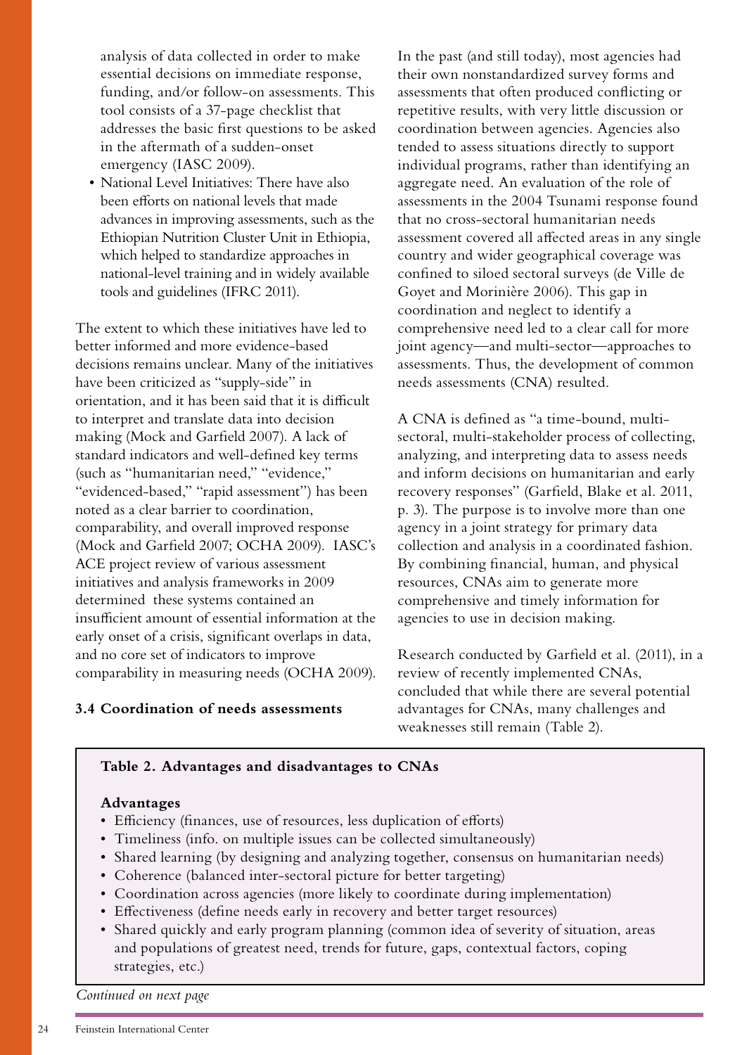analysis of data collected in order to make essential decisions on immediate response, funding, and/or follow-on assessments. This tool consists of a 37-page checklist that addresses the basic first questions to be asked in the aftermath of a sudden-onset emergency (IASC 2009).

- National Level Initiatives: There have also been efforts on national levels that made advances in improving assessments, such as the Ethiopian Nutrition Cluster Unit in Ethiopia, which helped to standardize approaches in national-level training and in widely available tools and guidelines (IFRC 2011).

The extent to which these initiatives have led to better informed and more evidence-based decisions remains unclear. Many of the initiatives have been criticized as "supply-side" in orientation, and it has been said that it is difficult to interpret and translate data into decision making (Mock and Garfield 2007). A lack of standard indicators and well-defined key terms (such as "humanitarian need," "evidence," "evidenced-based," "rapid assessment") has been noted as a clear barrier to coordination, comparability, and overall improved response (Mock and Garfield 2007; OCHA 2009). IASC's ACE project review of various assessment initiatives and analysis frameworks in 2009 determined these systems contained an insufficient amount of essential information at the early onset of a crisis, significant overlaps in data, and no core set of indicators to improve comparability in measuring needs (OCHA 2009).

### 3.4 Coordination of needs assessments

In the past (and still today), most agencies had their own nonstandardized survey forms and assessments that often produced conflicting or repetitive results, with very little discussion or coordination between agencies. Agencies also tended to assess situations directly to support individual programs, rather than identifying an aggregate need. An evaluation of the role of assessments in the 2004 Tsunami response found that no cross-sectoral humanitarian needs assessment covered all affected areas in any single country and wider geographical coverage was confined to siloed sectoral surveys (de Ville de Goyet and Morinière 2006). This gap in coordination and neglect to identify a comprehensive need led to a clear call for more joint agency—and multi-sector—approaches to assessments. Thus, the development of common needs assessments (CNA) resulted.

A CNA is defined as "a time-bound, multi-sectoral, multi-stakeholder process of collecting, analyzing, and interpreting data to assess needs and inform decisions on humanitarian and early recovery responses" (Garfield, Blake et al. 2011, p. 3). The purpose is to involve more than one agency in a joint strategy for primary data collection and analysis in a coordinated fashion. By combining financial, human, and physical resources, CNAs aim to generate more comprehensive and timely information for agencies to use in decision making.

Research conducted by Garfield et al. (2011), in a review of recently implemented CNAs, concluded that while there are several potential advantages for CNAs, many challenges and weaknesses still remain (Table 2).

**Table 2. Advantages and disadvantages to CNAs**

**Advantages**

- Efficiency (finances, use of resources, less duplication of efforts)
- Timeliness (info. on multiple issues can be collected simultaneously)
- Shared learning (by designing and analyzing together, consensus on humanitarian needs)
- Coherence (balanced inter-sectoral picture for better targeting)
- Coordination across agencies (more likely to coordinate during implementation)
- Effectiveness (define needs early in recovery and better target resources)
- Shared quickly and early program planning (common idea of severity of situation, areas and populations of greatest need, trends for future, gaps, contextual factors, coping strategies, etc.)

*Continued on next page*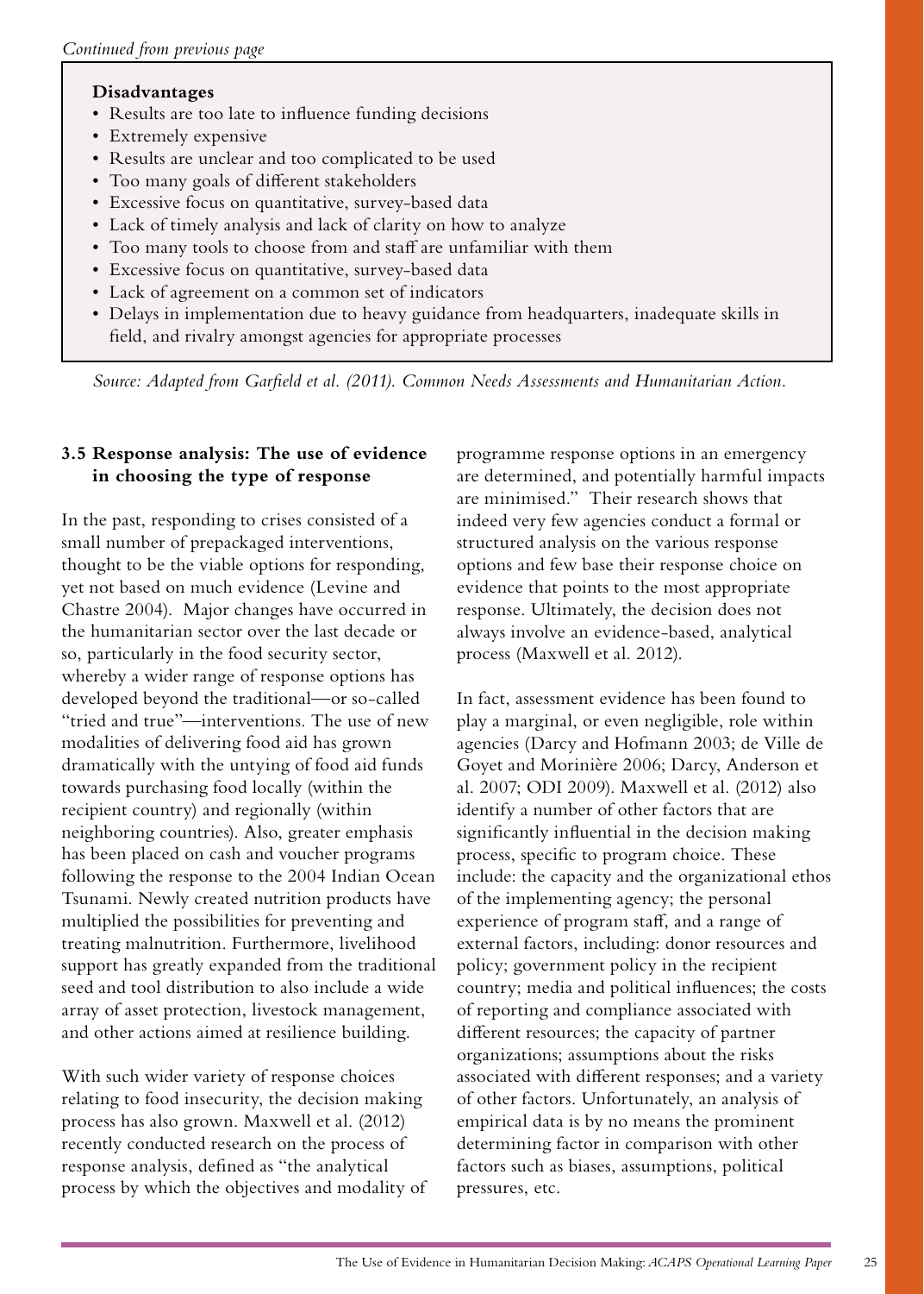*Continued from previous page*

**Disadvantages**

- Results are too late to influence funding decisions
- Extremely expensive
- Results are unclear and too complicated to be used
- Too many goals of different stakeholders
- Excessive focus on quantitative, survey-based data
- Lack of timely analysis and lack of clarity on how to analyze
- Too many tools to choose from and staff are unfamiliar with them
- Excessive focus on quantitative, survey-based data
- Lack of agreement on a common set of indicators
- Delays in implementation due to heavy guidance from headquarters, inadequate skills in field, and rivalry amongst agencies for appropriate processes

*Source: Adapted from Garfield et al. (2011). Common Needs Assessments and Humanitarian Action.*

### 3.5 Response analysis: The use of evidence in choosing the type of response

In the past, responding to crises consisted of a small number of prepackaged interventions, thought to be the viable options for responding, yet not based on much evidence (Levine and Chastre 2004). Major changes have occurred in the humanitarian sector over the last decade or so, particularly in the food security sector, whereby a wider range of response options has developed beyond the traditional—or so-called "tried and true"—interventions. The use of new modalities of delivering food aid has grown dramatically with the untying of food aid funds towards purchasing food locally (within the recipient country) and regionally (within neighboring countries). Also, greater emphasis has been placed on cash and voucher programs following the response to the 2004 Indian Ocean Tsunami. Newly created nutrition products have multiplied the possibilities for preventing and treating malnutrition. Furthermore, livelihood support has greatly expanded from the traditional seed and tool distribution to also include a wide array of asset protection, livestock management, and other actions aimed at resilience building.

With such wider variety of response choices relating to food insecurity, the decision making process has also grown. Maxwell et al. (2012) recently conducted research on the process of response analysis, defined as "the analytical process by which the objectives and modality of programme response options in an emergency are determined, and potentially harmful impacts are minimised." Their research shows that indeed very few agencies conduct a formal or structured analysis on the various response options and few base their response choice on evidence that points to the most appropriate response. Ultimately, the decision does not always involve an evidence-based, analytical process (Maxwell et al. 2012).

In fact, assessment evidence has been found to play a marginal, or even negligible, role within agencies (Darcy and Hofmann 2003; de Ville de Goyet and Morinière 2006; Darcy, Anderson et al. 2007; ODI 2009). Maxwell et al. (2012) also identify a number of other factors that are significantly influential in the decision making process, specific to program choice. These include: the capacity and the organizational ethos of the implementing agency; the personal experience of program staff, and a range of external factors, including: donor resources and policy; government policy in the recipient country; media and political influences; the costs of reporting and compliance associated with different resources; the capacity of partner organizations; assumptions about the risks associated with different responses; and a variety of other factors. Unfortunately, an analysis of empirical data is by no means the prominent determining factor in comparison with other factors such as biases, assumptions, political pressures, etc.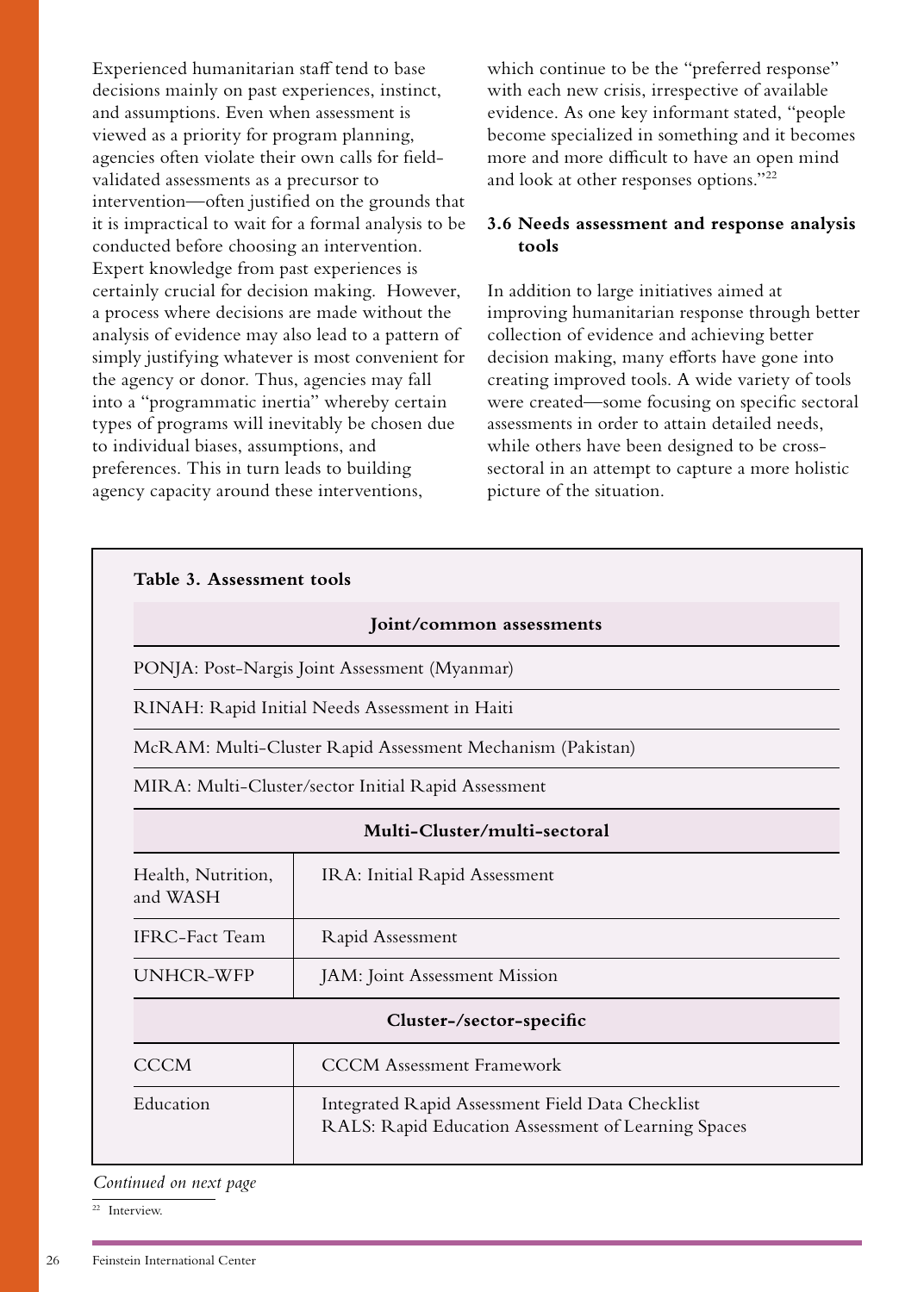Experienced humanitarian staff tend to base decisions mainly on past experiences, instinct, and assumptions. Even when assessment is viewed as a priority for program planning, agencies often violate their own calls for field-validated assessments as a precursor to intervention—often justified on the grounds that it is impractical to wait for a formal analysis to be conducted before choosing an intervention. Expert knowledge from past experiences is certainly crucial for decision making. However, a process where decisions are made without the analysis of evidence may also lead to a pattern of simply justifying whatever is most convenient for the agency or donor. Thus, agencies may fall into a "programmatic inertia" whereby certain types of programs will inevitably be chosen due to individual biases, assumptions, and preferences. This in turn leads to building agency capacity around these interventions, which continue to be the "preferred response" with each new crisis, irrespective of available evidence. As one key informant stated, "people become specialized in something and it becomes more and more difficult to have an open mind and look at other responses options."[22]

### 3.6 Needs assessment and response analysis tools

In addition to large initiatives aimed at improving humanitarian response through better collection of evidence and achieving better decision making, many efforts have gone into creating improved tools. A wide variety of tools were created—some focusing on specific sectoral assessments in order to attain detailed needs, while others have been designed to be cross-sectoral in an attempt to capture a more holistic picture of the situation.

**Table 3. Assessment tools**

| **Joint/common assessments** | |
|---|---|
| PONJA: Post-Nargis Joint Assessment (Myanmar) | |
| RINAH: Rapid Initial Needs Assessment in Haiti | |
| McRAM: Multi-Cluster Rapid Assessment Mechanism (Pakistan) | |
| MIRA: Multi-Cluster/sector Initial Rapid Assessment | |
| **Multi-Cluster/multi-sectoral** | |
| Health, Nutrition, and WASH | IRA: Initial Rapid Assessment |
| IFRC-Fact Team | Rapid Assessment |
| UNHCR-WFP | JAM: Joint Assessment Mission |
| **Cluster-/sector-specific** | |
| CCCM | CCCM Assessment Framework |
| Education | Integrated Rapid Assessment Field Data Checklist<br>RALS: Rapid Education Assessment of Learning Spaces |

*Continued on next page*

[22] Interview.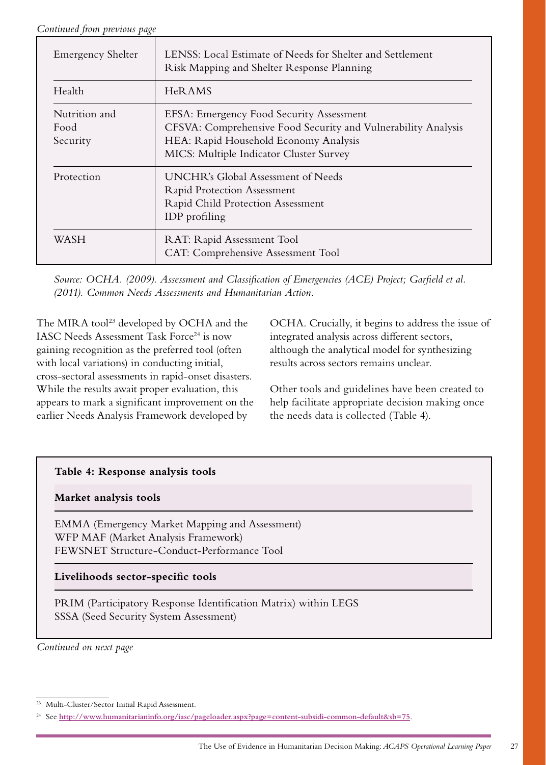*Continued from previous page*

| | |
|---|---|
| Emergency Shelter | LENSS: Local Estimate of Needs for Shelter and Settlement<br>Risk Mapping and Shelter Response Planning |
| Health | HeRAMS |
| Nutrition and Food Security | EFSA: Emergency Food Security Assessment<br>CFSVA: Comprehensive Food Security and Vulnerability Analysis<br>HEA: Rapid Household Economy Analysis<br>MICS: Multiple Indicator Cluster Survey |
| Protection | UNCHR's Global Assessment of Needs<br>Rapid Protection Assessment<br>Rapid Child Protection Assessment<br>IDP profiling |
| WASH | RAT: Rapid Assessment Tool<br>CAT: Comprehensive Assessment Tool |

*Source: OCHA. (2009). Assessment and Classification of Emergencies (ACE) Project; Garfield et al. (2011). Common Needs Assessments and Humanitarian Action.*

The MIRA tool[23] developed by OCHA and the IASC Needs Assessment Task Force[24] is now gaining recognition as the preferred tool (often with local variations) in conducting initial, cross-sectoral assessments in rapid-onset disasters. While the results await proper evaluation, this appears to mark a significant improvement on the earlier Needs Analysis Framework developed by OCHA. Crucially, it begins to address the issue of integrated analysis across different sectors, although the analytical model for synthesizing results across sectors remains unclear.

Other tools and guidelines have been created to help facilitate appropriate decision making once the needs data is collected (Table 4).

**Table 4: Response analysis tools**

| **Market analysis tools** |
|---|
| EMMA (Emergency Market Mapping and Assessment)<br>WFP MAF (Market Analysis Framework)<br>FEWSNET Structure-Conduct-Performance Tool |
| **Livelihoods sector-specific tools** |
| PRIM (Participatory Response Identification Matrix) within LEGS<br>SSSA (Seed Security System Assessment) |

*Continued on next page*

[23] Multi-Cluster/Sector Initial Rapid Assessment.

[24] See **http://www.humanitarianinfo.org/iasc/pageloader.aspx?page=content-subsidi-common-default&sb=75**.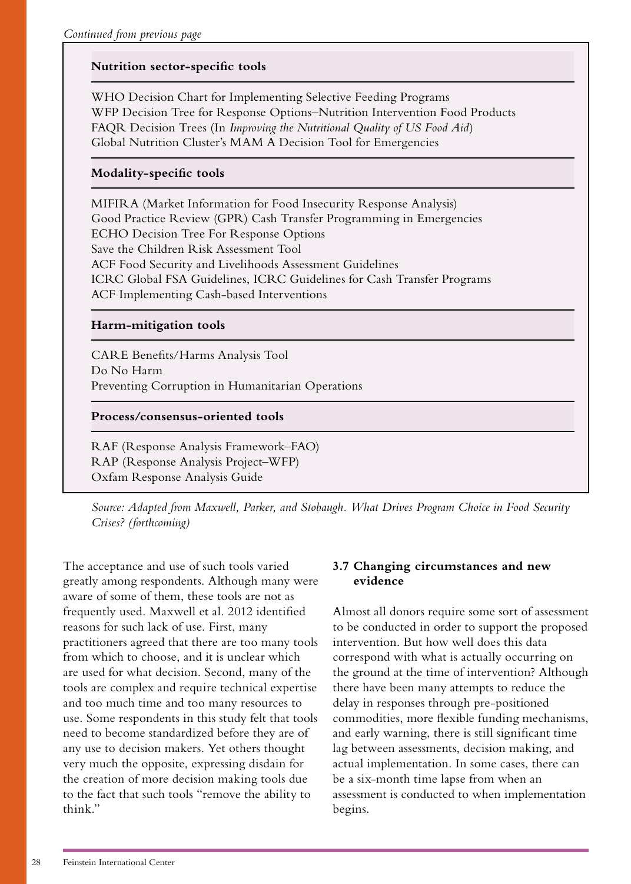*Continued from previous page*

**Nutrition sector-specific tools**

WHO Decision Chart for Implementing Selective Feeding Programs
WFP Decision Tree for Response Options–Nutrition Intervention Food Products
FAQR Decision Trees (In *Improving the Nutritional Quality of US Food Aid*)
Global Nutrition Cluster's MAM A Decision Tool for Emergencies

**Modality-specific tools**

MIFIRA (Market Information for Food Insecurity Response Analysis)
Good Practice Review (GPR) Cash Transfer Programming in Emergencies
ECHO Decision Tree For Response Options
Save the Children Risk Assessment Tool
ACF Food Security and Livelihoods Assessment Guidelines
ICRC Global FSA Guidelines, ICRC Guidelines for Cash Transfer Programs
ACF Implementing Cash-based Interventions

**Harm-mitigation tools**

CARE Benefits/Harms Analysis Tool
Do No Harm
Preventing Corruption in Humanitarian Operations

**Process/consensus-oriented tools**

RAF (Response Analysis Framework–FAO)
RAP (Response Analysis Project–WFP)
Oxfam Response Analysis Guide

*Source: Adapted from Maxwell, Parker, and Stobaugh. What Drives Program Choice in Food Security Crises? (forthcoming)*

The acceptance and use of such tools varied greatly among respondents. Although many were aware of some of them, these tools are not as frequently used. Maxwell et al. 2012 identified reasons for such lack of use. First, many practitioners agreed that there are too many tools from which to choose, and it is unclear which are used for what decision. Second, many of the tools are complex and require technical expertise and too much time and too many resources to use. Some respondents in this study felt that tools need to become standardized before they are of any use to decision makers. Yet others thought very much the opposite, expressing disdain for the creation of more decision making tools due to the fact that such tools "remove the ability to think."

### 3.7 Changing circumstances and new evidence

Almost all donors require some sort of assessment to be conducted in order to support the proposed intervention. But how well does this data correspond with what is actually occurring on the ground at the time of intervention? Although there have been many attempts to reduce the delay in responses through pre-positioned commodities, more flexible funding mechanisms, and early warning, there is still significant time lag between assessments, decision making, and actual implementation. In some cases, there can be a six-month time lapse from when an assessment is conducted to when implementation begins.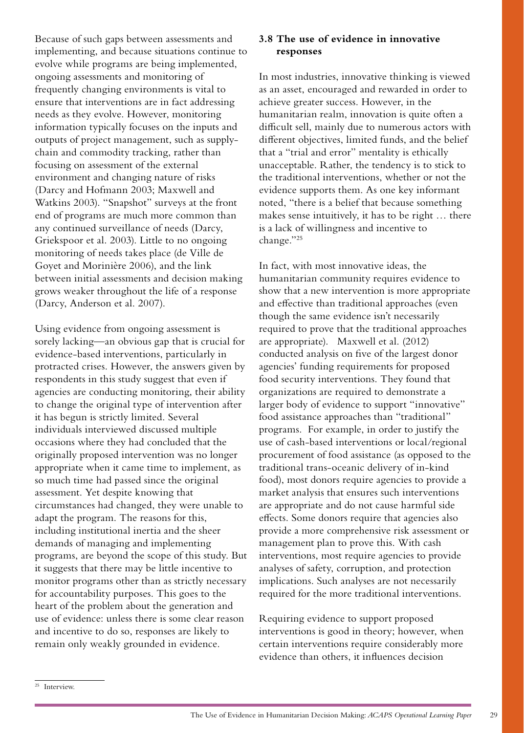Because of such gaps between assessments and implementing, and because situations continue to evolve while programs are being implemented, ongoing assessments and monitoring of frequently changing environments is vital to ensure that interventions are in fact addressing needs as they evolve. However, monitoring information typically focuses on the inputs and outputs of project management, such as supply-chain and commodity tracking, rather than focusing on assessment of the external environment and changing nature of risks (Darcy and Hofmann 2003; Maxwell and Watkins 2003). "Snapshot" surveys at the front end of programs are much more common than any continued surveillance of needs (Darcy, Griekspoor et al. 2003). Little to no ongoing monitoring of needs takes place (de Ville de Goyet and Morinière 2006), and the link between initial assessments and decision making grows weaker throughout the life of a response (Darcy, Anderson et al. 2007).

Using evidence from ongoing assessment is sorely lacking—an obvious gap that is crucial for evidence-based interventions, particularly in protracted crises. However, the answers given by respondents in this study suggest that even if agencies are conducting monitoring, their ability to change the original type of intervention after it has begun is strictly limited. Several individuals interviewed discussed multiple occasions where they had concluded that the originally proposed intervention was no longer appropriate when it came time to implement, as so much time had passed since the original assessment. Yet despite knowing that circumstances had changed, they were unable to adapt the program. The reasons for this, including institutional inertia and the sheer demands of managing and implementing programs, are beyond the scope of this study. But it suggests that there may be little incentive to monitor programs other than as strictly necessary for accountability purposes. This goes to the heart of the problem about the generation and use of evidence: unless there is some clear reason and incentive to do so, responses are likely to remain only weakly grounded in evidence.

### 3.8 The use of evidence in innovative responses

In most industries, innovative thinking is viewed as an asset, encouraged and rewarded in order to achieve greater success. However, in the humanitarian realm, innovation is quite often a difficult sell, mainly due to numerous actors with different objectives, limited funds, and the belief that a "trial and error" mentality is ethically unacceptable. Rather, the tendency is to stick to the traditional interventions, whether or not the evidence supports them. As one key informant noted, "there is a belief that because something makes sense intuitively, it has to be right … there is a lack of willingness and incentive to change."[25]

In fact, with most innovative ideas, the humanitarian community requires evidence to show that a new intervention is more appropriate and effective than traditional approaches (even though the same evidence isn't necessarily required to prove that the traditional approaches are appropriate). Maxwell et al. (2012) conducted analysis on five of the largest donor agencies' funding requirements for proposed food security interventions. They found that organizations are required to demonstrate a larger body of evidence to support "innovative" food assistance approaches than "traditional" programs. For example, in order to justify the use of cash-based interventions or local/regional procurement of food assistance (as opposed to the traditional trans-oceanic delivery of in-kind food), most donors require agencies to provide a market analysis that ensures such interventions are appropriate and do not cause harmful side effects. Some donors require that agencies also provide a more comprehensive risk assessment or management plan to prove this. With cash interventions, most require agencies to provide analyses of safety, corruption, and protection implications. Such analyses are not necessarily required for the more traditional interventions.

Requiring evidence to support proposed interventions is good in theory; however, when certain interventions require considerably more evidence than others, it influences decision

[25] Interview.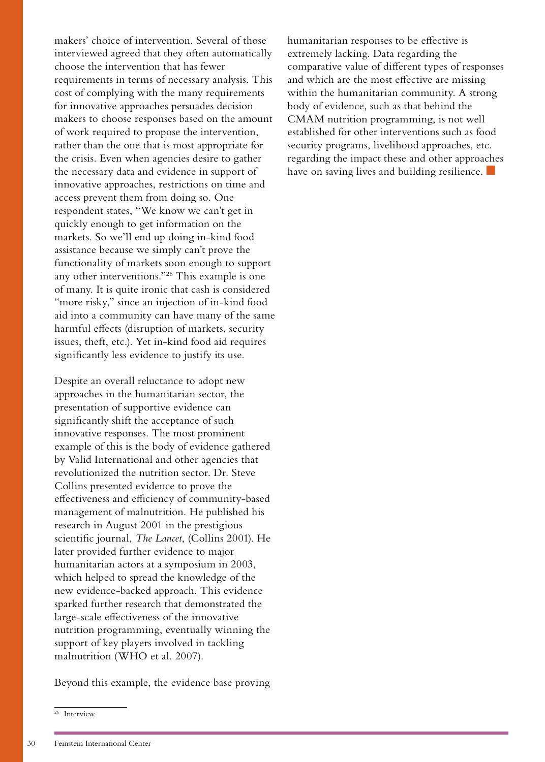makers' choice of intervention. Several of those interviewed agreed that they often automatically choose the intervention that has fewer requirements in terms of necessary analysis. This cost of complying with the many requirements for innovative approaches persuades decision makers to choose responses based on the amount of work required to propose the intervention, rather than the one that is most appropriate for the crisis. Even when agencies desire to gather the necessary data and evidence in support of innovative approaches, restrictions on time and access prevent them from doing so. One respondent states, "We know we can't get in quickly enough to get information on the markets. So we'll end up doing in-kind food assistance because we simply can't prove the functionality of markets soon enough to support any other interventions."[26] This example is one of many. It is quite ironic that cash is considered "more risky," since an injection of in-kind food aid into a community can have many of the same harmful effects (disruption of markets, security issues, theft, etc.). Yet in-kind food aid requires significantly less evidence to justify its use.

Despite an overall reluctance to adopt new approaches in the humanitarian sector, the presentation of supportive evidence can significantly shift the acceptance of such innovative responses. The most prominent example of this is the body of evidence gathered by Valid International and other agencies that revolutionized the nutrition sector. Dr. Steve Collins presented evidence to prove the effectiveness and efficiency of community-based management of malnutrition. He published his research in August 2001 in the prestigious scientific journal, *The Lancet*, (Collins 2001). He later provided further evidence to major humanitarian actors at a symposium in 2003, which helped to spread the knowledge of the new evidence-backed approach. This evidence sparked further research that demonstrated the large-scale effectiveness of the innovative nutrition programming, eventually winning the support of key players involved in tackling malnutrition (WHO et al. 2007).

Beyond this example, the evidence base proving humanitarian responses to be effective is extremely lacking. Data regarding the comparative value of different types of responses and which are the most effective are missing within the humanitarian community. A strong body of evidence, such as that behind the CMAM nutrition programming, is not well established for other interventions such as food security programs, livelihood approaches, etc. regarding the impact these and other approaches have on saving lives and building resilience.

[26] Interview.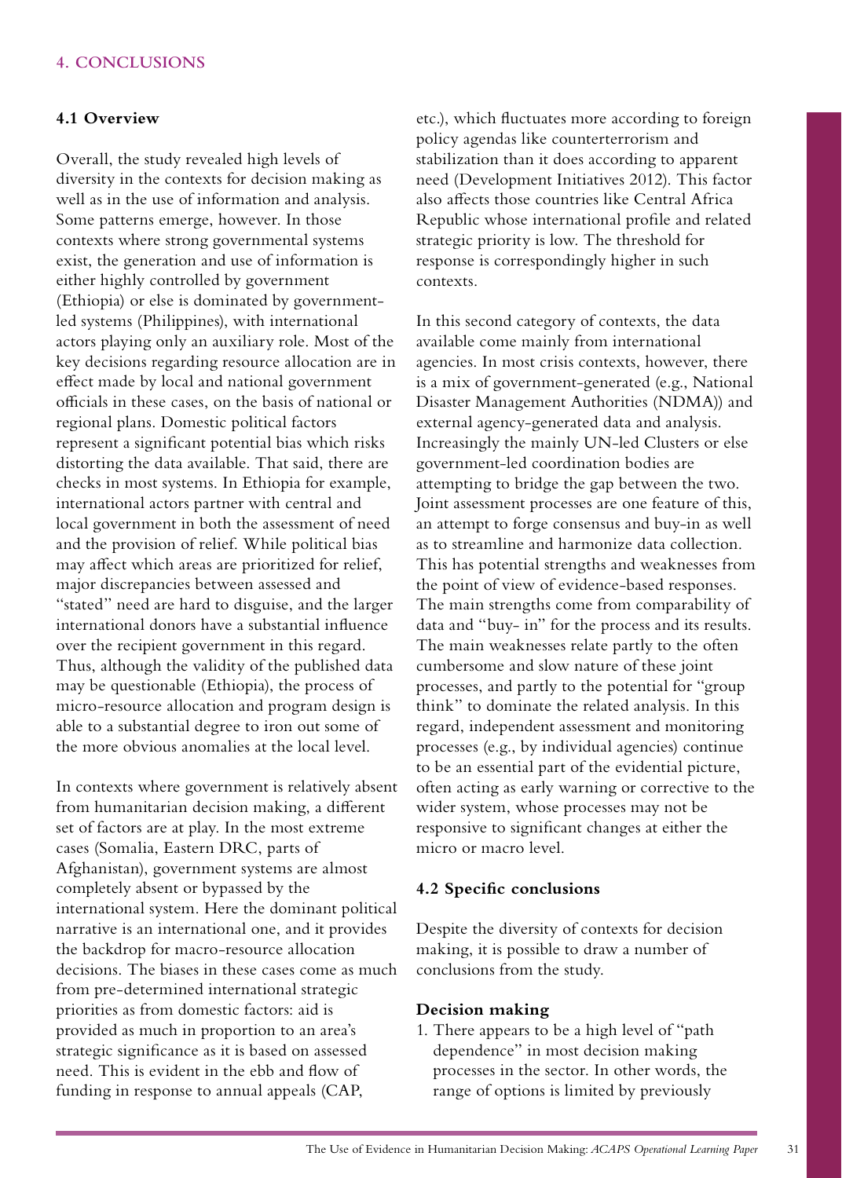## 4. CONCLUSIONS

### 4.1 Overview

Overall, the study revealed high levels of diversity in the contexts for decision making as well as in the use of information and analysis. Some patterns emerge, however. In those contexts where strong governmental systems exist, the generation and use of information is either highly controlled by government (Ethiopia) or else is dominated by government-led systems (Philippines), with international actors playing only an auxiliary role. Most of the key decisions regarding resource allocation are in effect made by local and national government officials in these cases, on the basis of national or regional plans. Domestic political factors represent a significant potential bias which risks distorting the data available. That said, there are checks in most systems. In Ethiopia for example, international actors partner with central and local government in both the assessment of need and the provision of relief. While political bias may affect which areas are prioritized for relief, major discrepancies between assessed and "stated" need are hard to disguise, and the larger international donors have a substantial influence over the recipient government in this regard. Thus, although the validity of the published data may be questionable (Ethiopia), the process of micro-resource allocation and program design is able to a substantial degree to iron out some of the more obvious anomalies at the local level.

In contexts where government is relatively absent from humanitarian decision making, a different set of factors are at play. In the most extreme cases (Somalia, Eastern DRC, parts of Afghanistan), government systems are almost completely absent or bypassed by the international system. Here the dominant political narrative is an international one, and it provides the backdrop for macro-resource allocation decisions. The biases in these cases come as much from pre-determined international strategic priorities as from domestic factors: aid is provided as much in proportion to an area's strategic significance as it is based on assessed need. This is evident in the ebb and flow of funding in response to annual appeals (CAP, etc.), which fluctuates more according to foreign policy agendas like counterterrorism and stabilization than it does according to apparent need (Development Initiatives 2012). This factor also affects those countries like Central Africa Republic whose international profile and related strategic priority is low. The threshold for response is correspondingly higher in such contexts.

In this second category of contexts, the data available come mainly from international agencies. In most crisis contexts, however, there is a mix of government-generated (e.g., National Disaster Management Authorities (NDMA)) and external agency-generated data and analysis. Increasingly the mainly UN-led Clusters or else government-led coordination bodies are attempting to bridge the gap between the two. Joint assessment processes are one feature of this, an attempt to forge consensus and buy-in as well as to streamline and harmonize data collection. This has potential strengths and weaknesses from the point of view of evidence-based responses. The main strengths come from comparability of data and "buy- in" for the process and its results. The main weaknesses relate partly to the often cumbersome and slow nature of these joint processes, and partly to the potential for "group think" to dominate the related analysis. In this regard, independent assessment and monitoring processes (e.g., by individual agencies) continue to be an essential part of the evidential picture, often acting as early warning or corrective to the wider system, whose processes may not be responsive to significant changes at either the micro or macro level.

### 4.2 Specific conclusions

Despite the diversity of contexts for decision making, it is possible to draw a number of conclusions from the study.

**Decision making**

1. There appears to be a high level of "path dependence" in most decision making processes in the sector. In other words, the range of options is limited by previously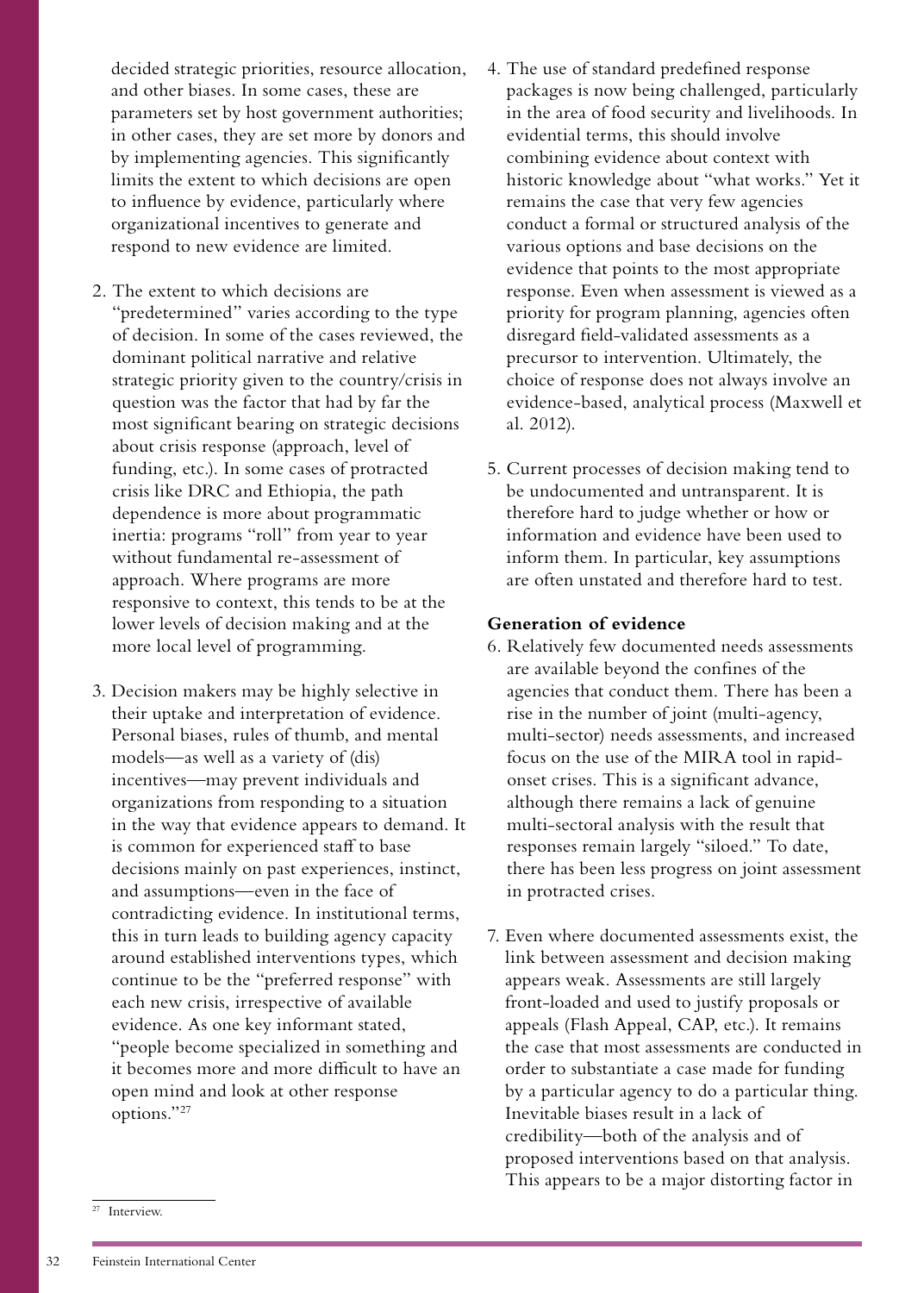decided strategic priorities, resource allocation, and other biases. In some cases, these are parameters set by host government authorities; in other cases, they are set more by donors and by implementing agencies. This significantly limits the extent to which decisions are open to influence by evidence, particularly where organizational incentives to generate and respond to new evidence are limited.

2. The extent to which decisions are "predetermined" varies according to the type of decision. In some of the cases reviewed, the dominant political narrative and relative strategic priority given to the country/crisis in question was the factor that had by far the most significant bearing on strategic decisions about crisis response (approach, level of funding, etc.). In some cases of protracted crisis like DRC and Ethiopia, the path dependence is more about programmatic inertia: programs "roll" from year to year without fundamental re-assessment of approach. Where programs are more responsive to context, this tends to be at the lower levels of decision making and at the more local level of programming.

3. Decision makers may be highly selective in their uptake and interpretation of evidence. Personal biases, rules of thumb, and mental models—as well as a variety of (dis) incentives—may prevent individuals and organizations from responding to a situation in the way that evidence appears to demand. It is common for experienced staff to base decisions mainly on past experiences, instinct, and assumptions—even in the face of contradicting evidence. In institutional terms, this in turn leads to building agency capacity around established interventions types, which continue to be the "preferred response" with each new crisis, irrespective of available evidence. As one key informant stated, "people become specialized in something and it becomes more and more difficult to have an open mind and look at other response options."[27]

4. The use of standard predefined response packages is now being challenged, particularly in the area of food security and livelihoods. In evidential terms, this should involve combining evidence about context with historic knowledge about "what works." Yet it remains the case that very few agencies conduct a formal or structured analysis of the various options and base decisions on the evidence that points to the most appropriate response. Even when assessment is viewed as a priority for program planning, agencies often disregard field-validated assessments as a precursor to intervention. Ultimately, the choice of response does not always involve an evidence-based, analytical process (Maxwell et al. 2012).

5. Current processes of decision making tend to be undocumented and untransparent. It is therefore hard to judge whether or how or information and evidence have been used to inform them. In particular, key assumptions are often unstated and therefore hard to test.

**Generation of evidence**

6. Relatively few documented needs assessments are available beyond the confines of the agencies that conduct them. There has been a rise in the number of joint (multi-agency, multi-sector) needs assessments, and increased focus on the use of the MIRA tool in rapid-onset crises. This is a significant advance, although there remains a lack of genuine multi-sectoral analysis with the result that responses remain largely "siloed." To date, there has been less progress on joint assessment in protracted crises.

7. Even where documented assessments exist, the link between assessment and decision making appears weak. Assessments are still largely front-loaded and used to justify proposals or appeals (Flash Appeal, CAP, etc.). It remains the case that most assessments are conducted in order to substantiate a case made for funding by a particular agency to do a particular thing. Inevitable biases result in a lack of credibility—both of the analysis and of proposed interventions based on that analysis. This appears to be a major distorting factor in

[27] Interview.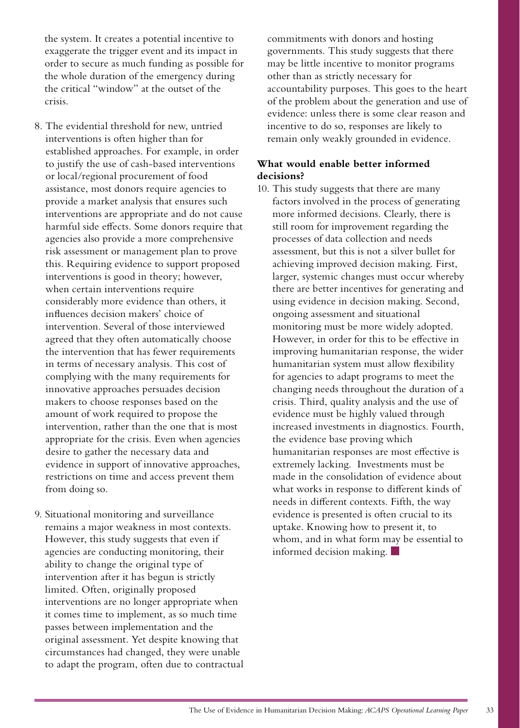the system. It creates a potential incentive to exaggerate the trigger event and its impact in order to secure as much funding as possible for the whole duration of the emergency during the critical "window" at the outset of the crisis.

8. The evidential threshold for new, untried interventions is often higher than for established approaches. For example, in order to justify the use of cash-based interventions or local/regional procurement of food assistance, most donors require agencies to provide a market analysis that ensures such interventions are appropriate and do not cause harmful side effects. Some donors require that agencies also provide a more comprehensive risk assessment or management plan to prove this. Requiring evidence to support proposed interventions is good in theory; however, when certain interventions require considerably more evidence than others, it influences decision makers' choice of intervention. Several of those interviewed agreed that they often automatically choose the intervention that has fewer requirements in terms of necessary analysis. This cost of complying with the many requirements for innovative approaches persuades decision makers to choose responses based on the amount of work required to propose the intervention, rather than the one that is most appropriate for the crisis. Even when agencies desire to gather the necessary data and evidence in support of innovative approaches, restrictions on time and access prevent them from doing so.

9. Situational monitoring and surveillance remains a major weakness in most contexts. However, this study suggests that even if agencies are conducting monitoring, their ability to change the original type of intervention after it has begun is strictly limited. Often, originally proposed interventions are no longer appropriate when it comes time to implement, as so much time passes between implementation and the original assessment. Yet despite knowing that circumstances had changed, they were unable to adapt the program, often due to contractual commitments with donors and hosting governments. This study suggests that there may be little incentive to monitor programs other than as strictly necessary for accountability purposes. This goes to the heart of the problem about the generation and use of evidence: unless there is some clear reason and incentive to do so, responses are likely to remain only weakly grounded in evidence.

**What would enable better informed decisions?**

10. This study suggests that there are many factors involved in the process of generating more informed decisions. Clearly, there is still room for improvement regarding the processes of data collection and needs assessment, but this is not a silver bullet for achieving improved decision making. First, larger, systemic changes must occur whereby there are better incentives for generating and using evidence in decision making. Second, ongoing assessment and situational monitoring must be more widely adopted. However, in order for this to be effective in improving humanitarian response, the wider humanitarian system must allow flexibility for agencies to adapt programs to meet the changing needs throughout the duration of a crisis. Third, quality analysis and the use of evidence must be highly valued through increased investments in diagnostics. Fourth, the evidence base proving which humanitarian responses are most effective is extremely lacking. Investments must be made in the consolidation of evidence about what works in response to different kinds of needs in different contexts. Fifth, the way evidence is presented is often crucial to its uptake. Knowing how to present it, to whom, and in what form may be essential to informed decision making.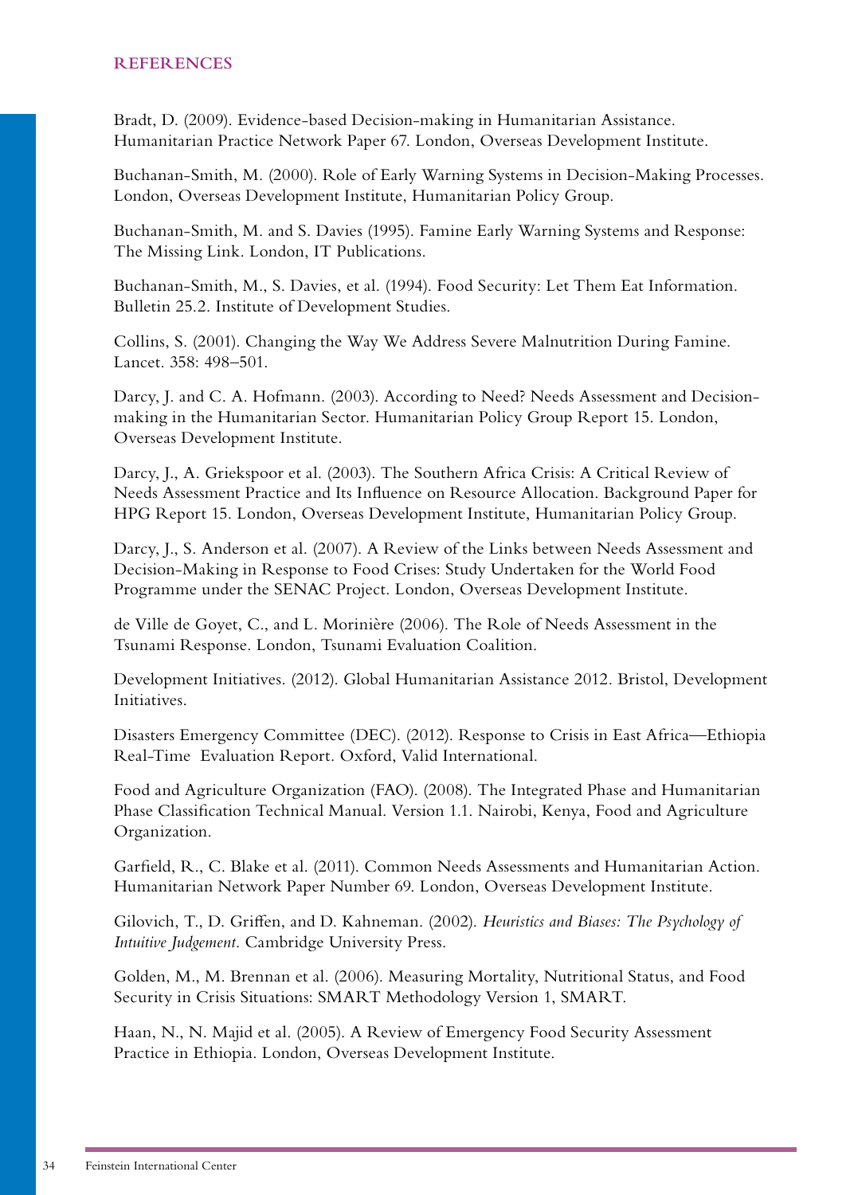## REFERENCES

Bradt, D. (2009). Evidence-based Decision-making in Humanitarian Assistance. Humanitarian Practice Network Paper 67. London, Overseas Development Institute.

Buchanan-Smith, M. (2000). Role of Early Warning Systems in Decision-Making Processes. London, Overseas Development Institute, Humanitarian Policy Group.

Buchanan-Smith, M. and S. Davies (1995). Famine Early Warning Systems and Response: The Missing Link. London, IT Publications.

Buchanan-Smith, M., S. Davies, et al. (1994). Food Security: Let Them Eat Information. Bulletin 25.2. Institute of Development Studies.

Collins, S. (2001). Changing the Way We Address Severe Malnutrition During Famine. Lancet. 358: 498–501.

Darcy, J. and C. A. Hofmann. (2003). According to Need? Needs Assessment and Decision-making in the Humanitarian Sector. Humanitarian Policy Group Report 15. London, Overseas Development Institute.

Darcy, J., A. Griekspoor et al. (2003). The Southern Africa Crisis: A Critical Review of Needs Assessment Practice and Its Influence on Resource Allocation. Background Paper for HPG Report 15. London, Overseas Development Institute, Humanitarian Policy Group.

Darcy, J., S. Anderson et al. (2007). A Review of the Links between Needs Assessment and Decision-Making in Response to Food Crises: Study Undertaken for the World Food Programme under the SENAC Project. London, Overseas Development Institute.

de Ville de Goyet, C., and L. Morinière (2006). The Role of Needs Assessment in the Tsunami Response. London, Tsunami Evaluation Coalition.

Development Initiatives. (2012). Global Humanitarian Assistance 2012. Bristol, Development Initiatives.

Disasters Emergency Committee (DEC). (2012). Response to Crisis in East Africa—Ethiopia Real-Time Evaluation Report. Oxford, Valid International.

Food and Agriculture Organization (FAO). (2008). The Integrated Phase and Humanitarian Phase Classification Technical Manual. Version 1.1. Nairobi, Kenya, Food and Agriculture Organization.

Garfield, R., C. Blake et al. (2011). Common Needs Assessments and Humanitarian Action. Humanitarian Network Paper Number 69. London, Overseas Development Institute.

Gilovich, T., D. Griffen, and D. Kahneman. (2002). *Heuristics and Biases: The Psychology of Intuitive Judgement.* Cambridge University Press.

Golden, M., M. Brennan et al. (2006). Measuring Mortality, Nutritional Status, and Food Security in Crisis Situations: SMART Methodology Version 1, SMART.

Haan, N., N. Majid et al. (2005). A Review of Emergency Food Security Assessment Practice in Ethiopia. London, Overseas Development Institute.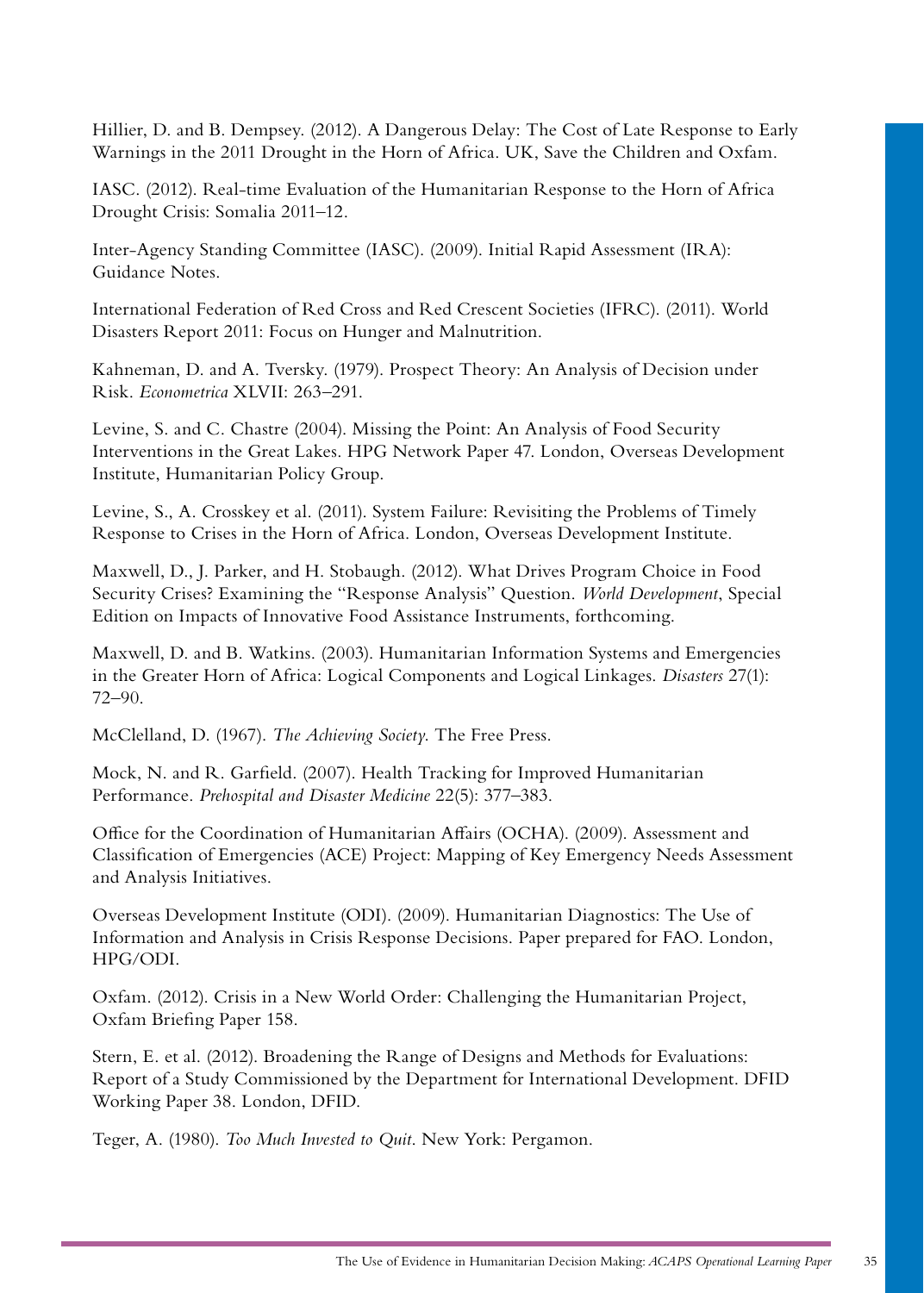Hillier, D. and B. Dempsey. (2012). A Dangerous Delay: The Cost of Late Response to Early Warnings in the 2011 Drought in the Horn of Africa. UK, Save the Children and Oxfam.

IASC. (2012). Real-time Evaluation of the Humanitarian Response to the Horn of Africa Drought Crisis: Somalia 2011–12.

Inter-Agency Standing Committee (IASC). (2009). Initial Rapid Assessment (IRA): Guidance Notes.

International Federation of Red Cross and Red Crescent Societies (IFRC). (2011). World Disasters Report 2011: Focus on Hunger and Malnutrition.

Kahneman, D. and A. Tversky. (1979). Prospect Theory: An Analysis of Decision under Risk. *Econometrica* XLVII: 263–291.

Levine, S. and C. Chastre (2004). Missing the Point: An Analysis of Food Security Interventions in the Great Lakes. HPG Network Paper 47. London, Overseas Development Institute, Humanitarian Policy Group.

Levine, S., A. Crosskey et al. (2011). System Failure: Revisiting the Problems of Timely Response to Crises in the Horn of Africa. London, Overseas Development Institute.

Maxwell, D., J. Parker, and H. Stobaugh. (2012). What Drives Program Choice in Food Security Crises? Examining the "Response Analysis" Question. *World Development*, Special Edition on Impacts of Innovative Food Assistance Instruments, forthcoming.

Maxwell, D. and B. Watkins. (2003). Humanitarian Information Systems and Emergencies in the Greater Horn of Africa: Logical Components and Logical Linkages. *Disasters* 27(1): 72–90.

McClelland, D. (1967). *The Achieving Society*. The Free Press.

Mock, N. and R. Garfield. (2007). Health Tracking for Improved Humanitarian Performance. *Prehospital and Disaster Medicine* 22(5): 377–383.

Office for the Coordination of Humanitarian Affairs (OCHA). (2009). Assessment and Classification of Emergencies (ACE) Project: Mapping of Key Emergency Needs Assessment and Analysis Initiatives.

Overseas Development Institute (ODI). (2009). Humanitarian Diagnostics: The Use of Information and Analysis in Crisis Response Decisions. Paper prepared for FAO. London, HPG/ODI.

Oxfam. (2012). Crisis in a New World Order: Challenging the Humanitarian Project, Oxfam Briefing Paper 158.

Stern, E. et al. (2012). Broadening the Range of Designs and Methods for Evaluations: Report of a Study Commissioned by the Department for International Development. DFID Working Paper 38. London, DFID.

Teger, A. (1980). *Too Much Invested to Quit*. New York: Pergamon.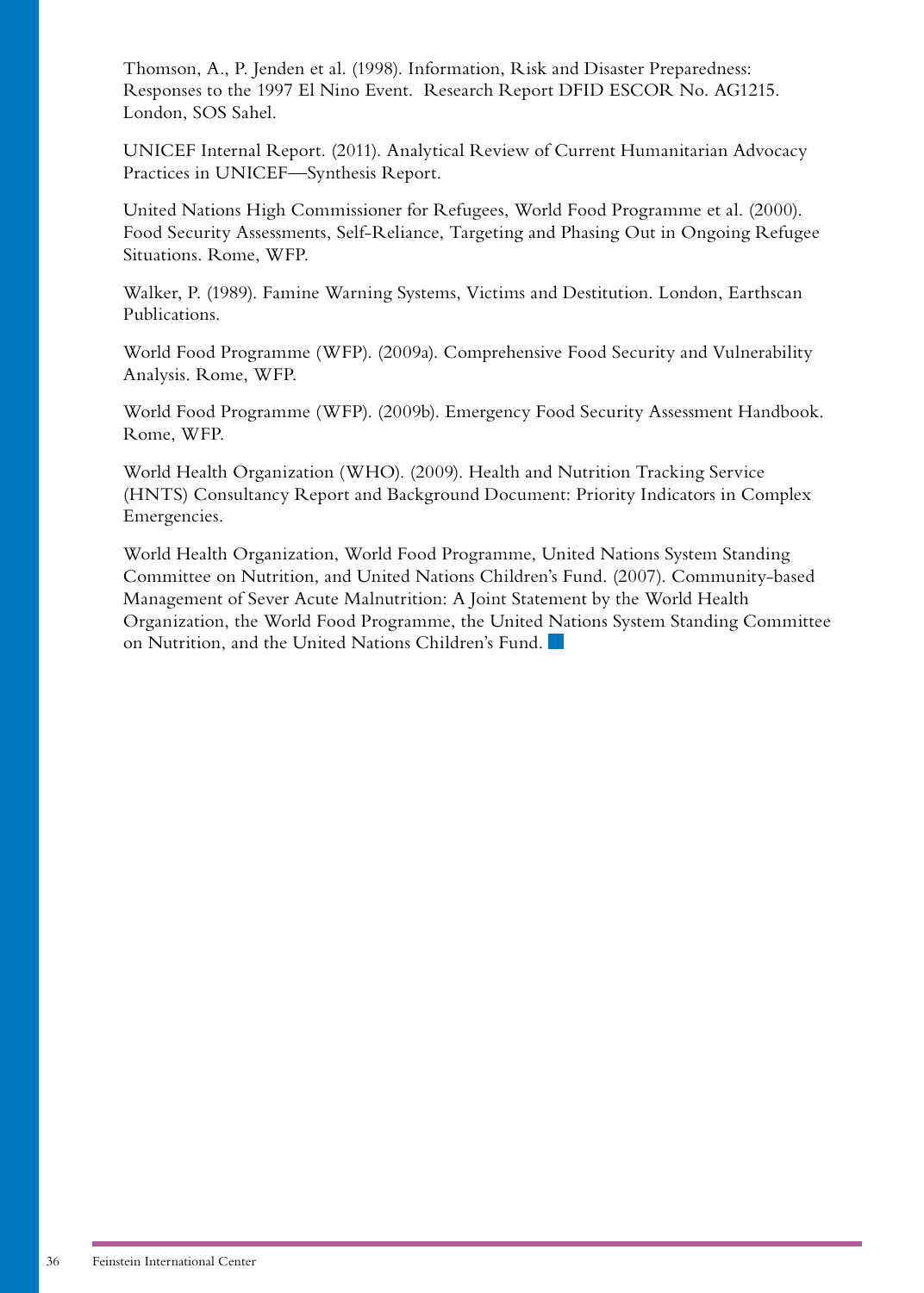Thomson, A., P. Jenden et al. (1998). Information, Risk and Disaster Preparedness: Responses to the 1997 El Nino Event. Research Report DFID ESCOR No. AG1215. London, SOS Sahel.

UNICEF Internal Report. (2011). Analytical Review of Current Humanitarian Advocacy Practices in UNICEF—Synthesis Report.

United Nations High Commissioner for Refugees, World Food Programme et al. (2000). Food Security Assessments, Self-Reliance, Targeting and Phasing Out in Ongoing Refugee Situations. Rome, WFP.

Walker, P. (1989). Famine Warning Systems, Victims and Destitution. London, Earthscan Publications.

World Food Programme (WFP). (2009a). Comprehensive Food Security and Vulnerability Analysis. Rome, WFP.

World Food Programme (WFP). (2009b). Emergency Food Security Assessment Handbook. Rome, WFP.

World Health Organization (WHO). (2009). Health and Nutrition Tracking Service (HNTS) Consultancy Report and Background Document: Priority Indicators in Complex Emergencies.

World Health Organization, World Food Programme, United Nations System Standing Committee on Nutrition, and United Nations Children's Fund. (2007). Community-based Management of Sever Acute Malnutrition: A Joint Statement by the World Health Organization, the World Food Programme, the United Nations System Standing Committee on Nutrition, and the United Nations Children's Fund.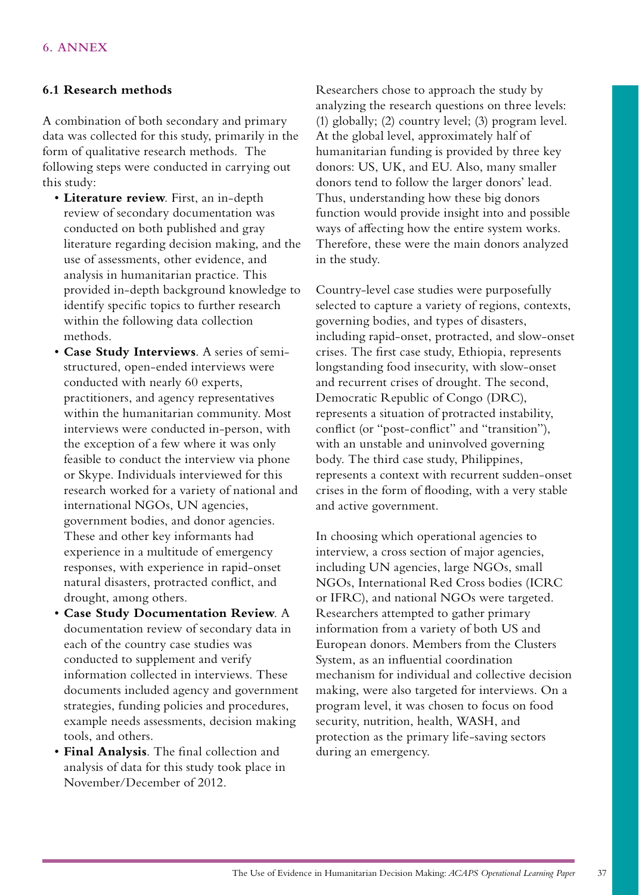## 6. ANNEX

### 6.1 Research methods

A combination of both secondary and primary data was collected for this study, primarily in the form of qualitative research methods. The following steps were conducted in carrying out this study:

- **Literature review**. First, an in-depth review of secondary documentation was conducted on both published and gray literature regarding decision making, and the use of assessments, other evidence, and analysis in humanitarian practice. This provided in-depth background knowledge to identify specific topics to further research within the following data collection methods.
- **Case Study Interviews**. A series of semi-structured, open-ended interviews were conducted with nearly 60 experts, practitioners, and agency representatives within the humanitarian community. Most interviews were conducted in-person, with the exception of a few where it was only feasible to conduct the interview via phone or Skype. Individuals interviewed for this research worked for a variety of national and international NGOs, UN agencies, government bodies, and donor agencies. These and other key informants had experience in a multitude of emergency responses, with experience in rapid-onset natural disasters, protracted conflict, and drought, among others.
- **Case Study Documentation Review**. A documentation review of secondary data in each of the country case studies was conducted to supplement and verify information collected in interviews. These documents included agency and government strategies, funding policies and procedures, example needs assessments, decision making tools, and others.
- **Final Analysis**. The final collection and analysis of data for this study took place in November/December of 2012.

Researchers chose to approach the study by analyzing the research questions on three levels: (1) globally; (2) country level; (3) program level. At the global level, approximately half of humanitarian funding is provided by three key donors: US, UK, and EU. Also, many smaller donors tend to follow the larger donors' lead. Thus, understanding how these big donors function would provide insight into and possible ways of affecting how the entire system works. Therefore, these were the main donors analyzed in the study.

Country-level case studies were purposefully selected to capture a variety of regions, contexts, governing bodies, and types of disasters, including rapid-onset, protracted, and slow-onset crises. The first case study, Ethiopia, represents longstanding food insecurity, with slow-onset and recurrent crises of drought. The second, Democratic Republic of Congo (DRC), represents a situation of protracted instability, conflict (or "post-conflict" and "transition"), with an unstable and uninvolved governing body. The third case study, Philippines, represents a context with recurrent sudden-onset crises in the form of flooding, with a very stable and active government.

In choosing which operational agencies to interview, a cross section of major agencies, including UN agencies, large NGOs, small NGOs, International Red Cross bodies (ICRC or IFRC), and national NGOs were targeted. Researchers attempted to gather primary information from a variety of both US and European donors. Members from the Clusters System, as an influential coordination mechanism for individual and collective decision making, were also targeted for interviews. On a program level, it was chosen to focus on food security, nutrition, health, WASH, and protection as the primary life-saving sectors during an emergency.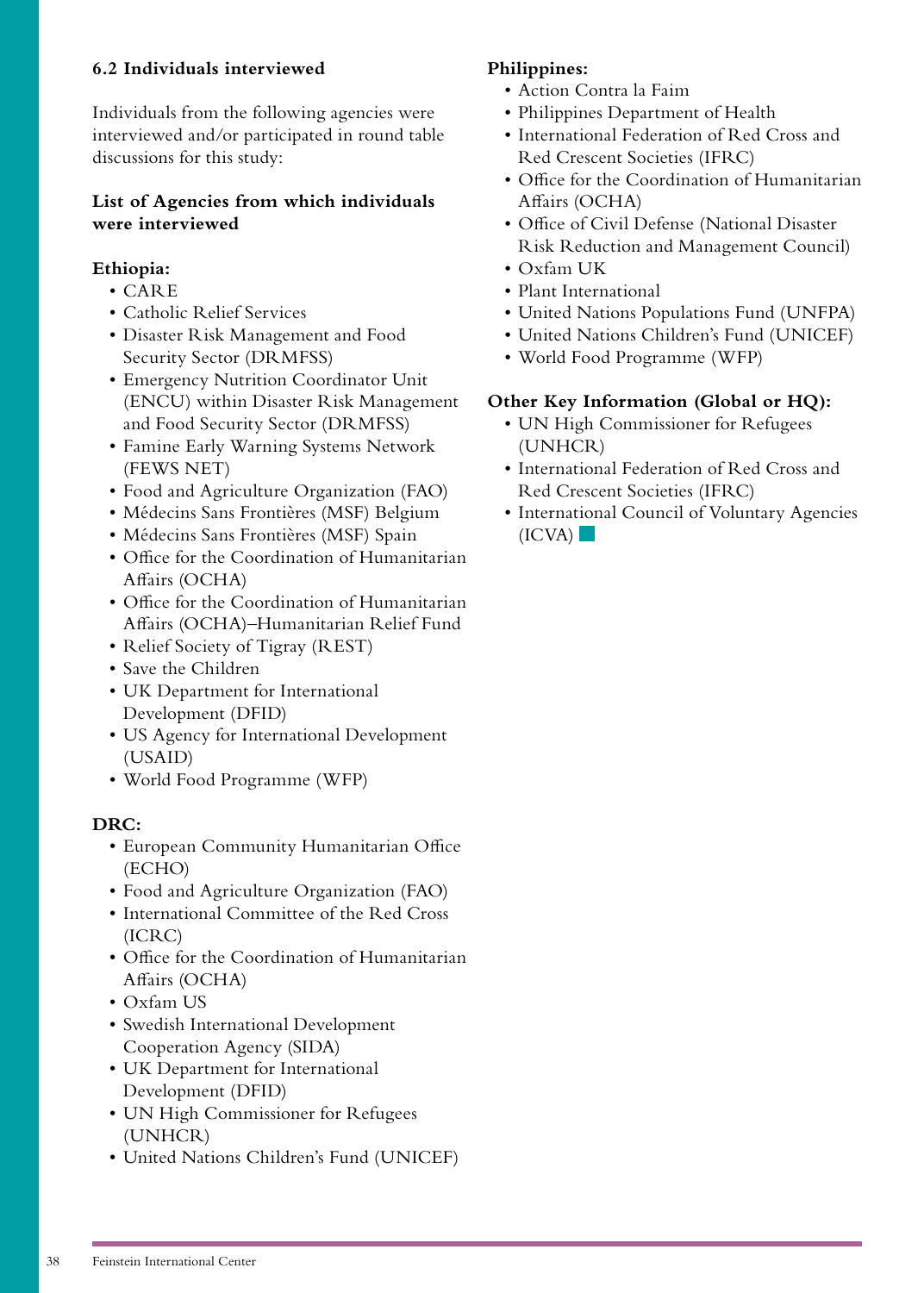### 6.2 Individuals interviewed

Individuals from the following agencies were interviewed and/or participated in round table discussions for this study:

**List of Agencies from which individuals were interviewed**

**Ethiopia:**

- CARE
- Catholic Relief Services
- Disaster Risk Management and Food Security Sector (DRMFSS)
- Emergency Nutrition Coordinator Unit (ENCU) within Disaster Risk Management and Food Security Sector (DRMFSS)
- Famine Early Warning Systems Network (FEWS NET)
- Food and Agriculture Organization (FAO)
- Médecins Sans Frontières (MSF) Belgium
- Médecins Sans Frontières (MSF) Spain
- Office for the Coordination of Humanitarian Affairs (OCHA)
- Office for the Coordination of Humanitarian Affairs (OCHA)–Humanitarian Relief Fund
- Relief Society of Tigray (REST)
- Save the Children
- UK Department for International Development (DFID)
- US Agency for International Development (USAID)
- World Food Programme (WFP)

**DRC:**

- European Community Humanitarian Office (ECHO)
- Food and Agriculture Organization (FAO)
- International Committee of the Red Cross (ICRC)
- Office for the Coordination of Humanitarian Affairs (OCHA)
- Oxfam US
- Swedish International Development Cooperation Agency (SIDA)
- UK Department for International Development (DFID)
- UN High Commissioner for Refugees (UNHCR)
- United Nations Children's Fund (UNICEF)

**Philippines:**

- Action Contra la Faim
- Philippines Department of Health
- International Federation of Red Cross and Red Crescent Societies (IFRC)
- Office for the Coordination of Humanitarian Affairs (OCHA)
- Office of Civil Defense (National Disaster Risk Reduction and Management Council)
- Oxfam UK
- Plant International
- United Nations Populations Fund (UNFPA)
- United Nations Children's Fund (UNICEF)
- World Food Programme (WFP)

**Other Key Information (Global or HQ):**

- UN High Commissioner for Refugees (UNHCR)
- International Federation of Red Cross and Red Crescent Societies (IFRC)
- International Council of Voluntary Agencies (ICVA)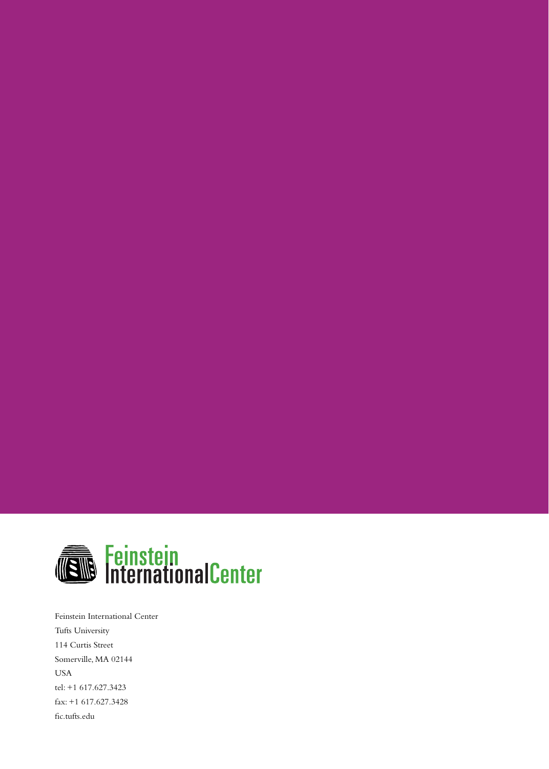Feinstein International Center

Feinstein International Center
Tufts University
114 Curtis Street
Somerville, MA 02144
USA
tel: +1 617.627.3423
fax: +1 617.627.3428
fic.tufts.edu